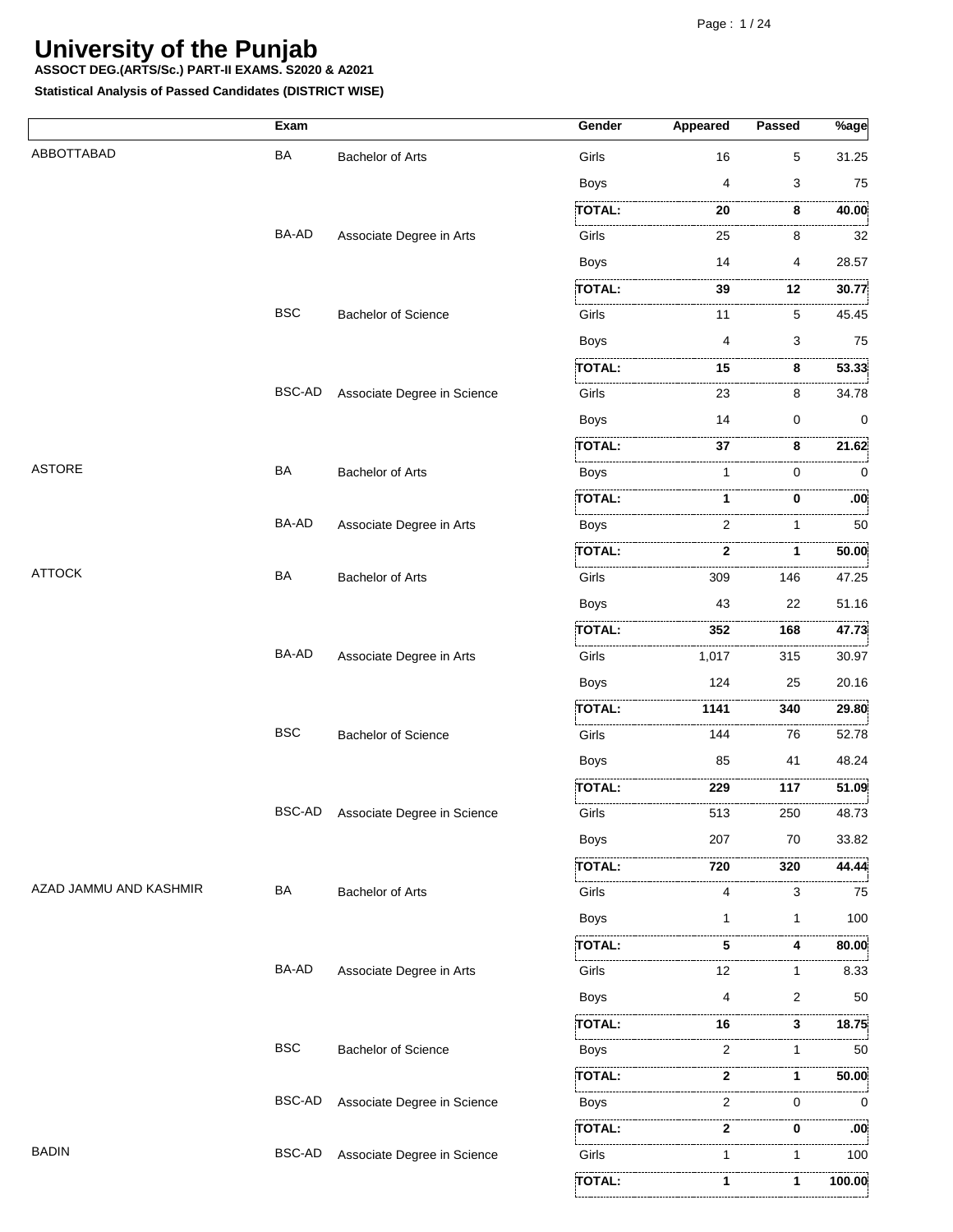# University of the Punjab

**ASSOCT DEG.(ARTS/Sc.) PART-II EXAMS. S2020 & A2021**

**Statistical Analysis of Passed Candidates (DISTRICT WISE)**

| | Exam | | Gender | Appeared | Passed | %age |
|---|---|---|---|---|---|---|
| ABBOTTABAD | BA | Bachelor of Arts | Girls | 16 | 5 | 31.25 |
| | | | Boys | 4 | 3 | 75 |
| | | | **TOTAL:** | **20** | **8** | **40.00** |
| | BA-AD | Associate Degree in Arts | Girls | 25 | 8 | 32 |
| | | | Boys | 14 | 4 | 28.57 |
| | | | **TOTAL:** | **39** | **12** | **30.77** |
| | BSC | Bachelor of Science | Girls | 11 | 5 | 45.45 |
| | | | Boys | 4 | 3 | 75 |
| | | | **TOTAL:** | **15** | **8** | **53.33** |
| | BSC-AD | Associate Degree in Science | Girls | 23 | 8 | 34.78 |
| | | | Boys | 14 | 0 | 0 |
| | | | **TOTAL:** | **37** | **8** | **21.62** |
| ASTORE | BA | Bachelor of Arts | Boys | 1 | 0 | 0 |
| | | | **TOTAL:** | **1** | **0** | **.00** |
| | BA-AD | Associate Degree in Arts | Boys | 2 | 1 | 50 |
| | | | **TOTAL:** | **2** | **1** | **50.00** |
| ATTOCK | BA | Bachelor of Arts | Girls | 309 | 146 | 47.25 |
| | | | Boys | 43 | 22 | 51.16 |
| | | | **TOTAL:** | **352** | **168** | **47.73** |
| | BA-AD | Associate Degree in Arts | Girls | 1,017 | 315 | 30.97 |
| | | | Boys | 124 | 25 | 20.16 |
| | | | **TOTAL:** | **1141** | **340** | **29.80** |
| | BSC | Bachelor of Science | Girls | 144 | 76 | 52.78 |
| | | | Boys | 85 | 41 | 48.24 |
| | | | **TOTAL:** | **229** | **117** | **51.09** |
| | BSC-AD | Associate Degree in Science | Girls | 513 | 250 | 48.73 |
| | | | Boys | 207 | 70 | 33.82 |
| | | | **TOTAL:** | **720** | **320** | **44.44** |
| AZAD JAMMU AND KASHMIR | BA | Bachelor of Arts | Girls | 4 | 3 | 75 |
| | | | Boys | 1 | 1 | 100 |
| | | | **TOTAL:** | **5** | **4** | **80.00** |
| | BA-AD | Associate Degree in Arts | Girls | 12 | 1 | 8.33 |
| | | | Boys | 4 | 2 | 50 |
| | | | **TOTAL:** | **16** | **3** | **18.75** |
| | BSC | Bachelor of Science | Boys | 2 | 1 | 50 |
| | | | **TOTAL:** | **2** | **1** | **50.00** |
| | BSC-AD | Associate Degree in Science | Boys | 2 | 0 | 0 |
| | | | **TOTAL:** | **2** | **0** | **.00** |
| BADIN | BSC-AD | Associate Degree in Science | Girls | 1 | 1 | 100 |
| | | | **TOTAL:** | **1** | **1** | **100.00** |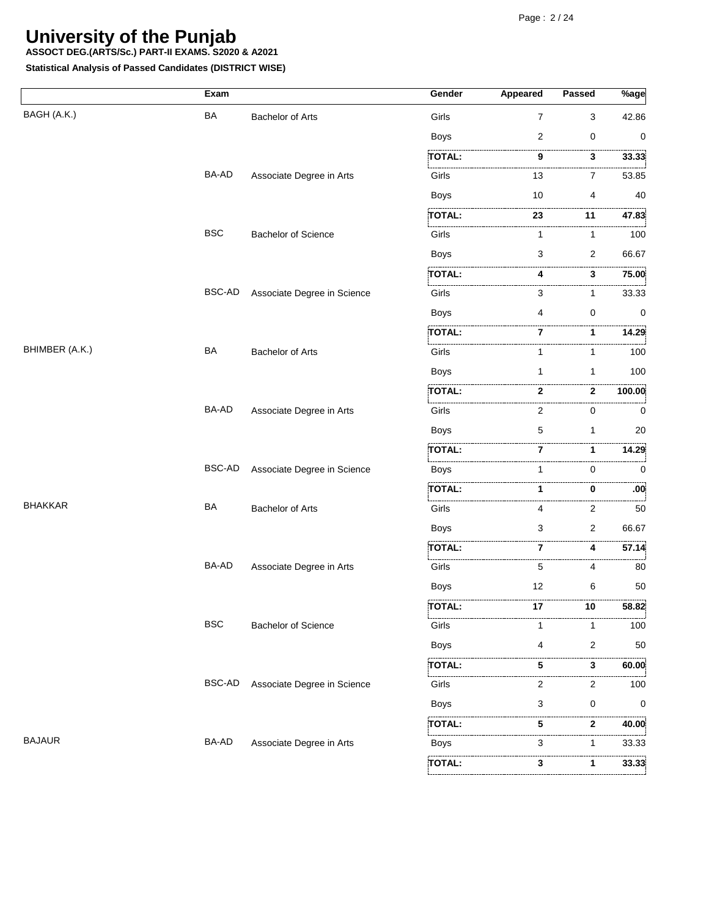# University of the Punjab

**ASSOCT DEG.(ARTS/Sc.) PART-II EXAMS. S2020 & A2021**

**Statistical Analysis of Passed Candidates (DISTRICT WISE)**

| | Exam | | Gender | Appeared | Passed | %age |
|---|---|---|---|---|---|---|
| BAGH (A.K.) | BA | Bachelor of Arts | Girls | 7 | 3 | 42.86 |
| | | | Boys | 2 | 0 | 0 |
| | | | **TOTAL:** | **9** | **3** | **33.33** |
| | BA-AD | Associate Degree in Arts | Girls | 13 | 7 | 53.85 |
| | | | Boys | 10 | 4 | 40 |
| | | | **TOTAL:** | **23** | **11** | **47.83** |
| | BSC | Bachelor of Science | Girls | 1 | 1 | 100 |
| | | | Boys | 3 | 2 | 66.67 |
| | | | **TOTAL:** | **4** | **3** | **75.00** |
| | BSC-AD | Associate Degree in Science | Girls | 3 | 1 | 33.33 |
| | | | Boys | 4 | 0 | 0 |
| | | | **TOTAL:** | **7** | **1** | **14.29** |
| BHIMBER (A.K.) | BA | Bachelor of Arts | Girls | 1 | 1 | 100 |
| | | | Boys | 1 | 1 | 100 |
| | | | **TOTAL:** | **2** | **2** | **100.00** |
| | BA-AD | Associate Degree in Arts | Girls | 2 | 0 | 0 |
| | | | Boys | 5 | 1 | 20 |
| | | | **TOTAL:** | **7** | **1** | **14.29** |
| | BSC-AD | Associate Degree in Science | Boys | 1 | 0 | 0 |
| | | | **TOTAL:** | **1** | **0** | **.00** |
| BHAKKAR | BA | Bachelor of Arts | Girls | 4 | 2 | 50 |
| | | | Boys | 3 | 2 | 66.67 |
| | | | **TOTAL:** | **7** | **4** | **57.14** |
| | BA-AD | Associate Degree in Arts | Girls | 5 | 4 | 80 |
| | | | Boys | 12 | 6 | 50 |
| | | | **TOTAL:** | **17** | **10** | **58.82** |
| | BSC | Bachelor of Science | Girls | 1 | 1 | 100 |
| | | | Boys | 4 | 2 | 50 |
| | | | **TOTAL:** | **5** | **3** | **60.00** |
| | BSC-AD | Associate Degree in Science | Girls | 2 | 2 | 100 |
| | | | Boys | 3 | 0 | 0 |
| | | | **TOTAL:** | **5** | **2** | **40.00** |
| BAJAUR | BA-AD | Associate Degree in Arts | Boys | 3 | 1 | 33.33 |
| | | | **TOTAL:** | **3** | **1** | **33.33** |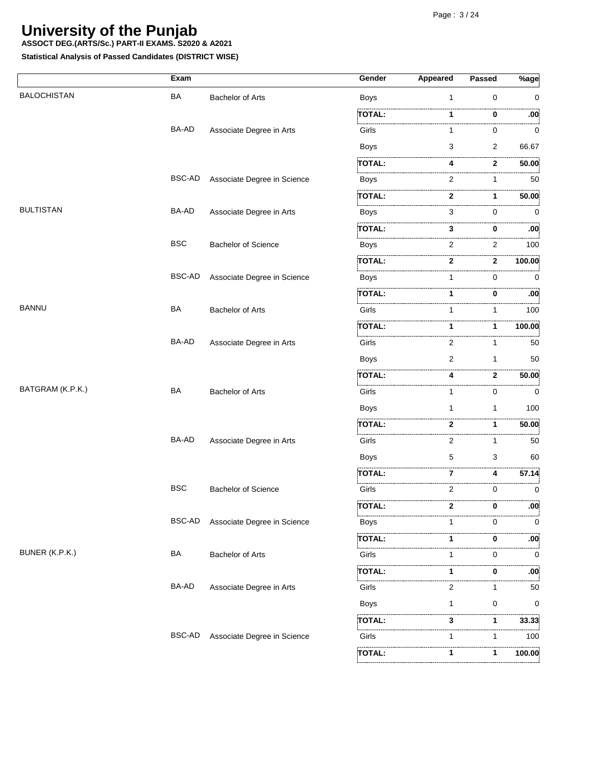# University of the Punjab

**ASSOCT DEG.(ARTS/Sc.) PART-II EXAMS. S2020 & A2021**

**Statistical Analysis of Passed Candidates (DISTRICT WISE)**

| | Exam | | Gender | Appeared | Passed | %age |
|---|---|---|---|---|---|---|
| BALOCHISTAN | BA | Bachelor of Arts | Boys | 1 | 0 | 0 |
| | | | **TOTAL:** | **1** | **0** | **.00** |
| | BA-AD | Associate Degree in Arts | Girls | 1 | 0 | 0 |
| | | | Boys | 3 | 2 | 66.67 |
| | | | **TOTAL:** | **4** | **2** | **50.00** |
| | BSC-AD | Associate Degree in Science | Boys | 2 | 1 | 50 |
| | | | **TOTAL:** | **2** | **1** | **50.00** |
| BULTISTAN | BA-AD | Associate Degree in Arts | Boys | 3 | 0 | 0 |
| | | | **TOTAL:** | **3** | **0** | **.00** |
| | BSC | Bachelor of Science | Boys | 2 | 2 | 100 |
| | | | **TOTAL:** | **2** | **2** | **100.00** |
| | BSC-AD | Associate Degree in Science | Boys | 1 | 0 | 0 |
| | | | **TOTAL:** | **1** | **0** | **.00** |
| BANNU | BA | Bachelor of Arts | Girls | 1 | 1 | 100 |
| | | | **TOTAL:** | **1** | **1** | **100.00** |
| | BA-AD | Associate Degree in Arts | Girls | 2 | 1 | 50 |
| | | | Boys | 2 | 1 | 50 |
| | | | **TOTAL:** | **4** | **2** | **50.00** |
| BATGRAM (K.P.K.) | BA | Bachelor of Arts | Girls | 1 | 0 | 0 |
| | | | Boys | 1 | 1 | 100 |
| | | | **TOTAL:** | **2** | **1** | **50.00** |
| | BA-AD | Associate Degree in Arts | Girls | 2 | 1 | 50 |
| | | | Boys | 5 | 3 | 60 |
| | | | **TOTAL:** | **7** | **4** | **57.14** |
| | BSC | Bachelor of Science | Girls | 2 | 0 | 0 |
| | | | **TOTAL:** | **2** | **0** | **.00** |
| | BSC-AD | Associate Degree in Science | Boys | 1 | 0 | 0 |
| | | | **TOTAL:** | **1** | **0** | **.00** |
| BUNER (K.P.K.) | BA | Bachelor of Arts | Girls | 1 | 0 | 0 |
| | | | **TOTAL:** | **1** | **0** | **.00** |
| | BA-AD | Associate Degree in Arts | Girls | 2 | 1 | 50 |
| | | | Boys | 1 | 0 | 0 |
| | | | **TOTAL:** | **3** | **1** | **33.33** |
| | BSC-AD | Associate Degree in Science | Girls | 1 | 1 | 100 |
| | | | **TOTAL:** | **1** | **1** | **100.00** |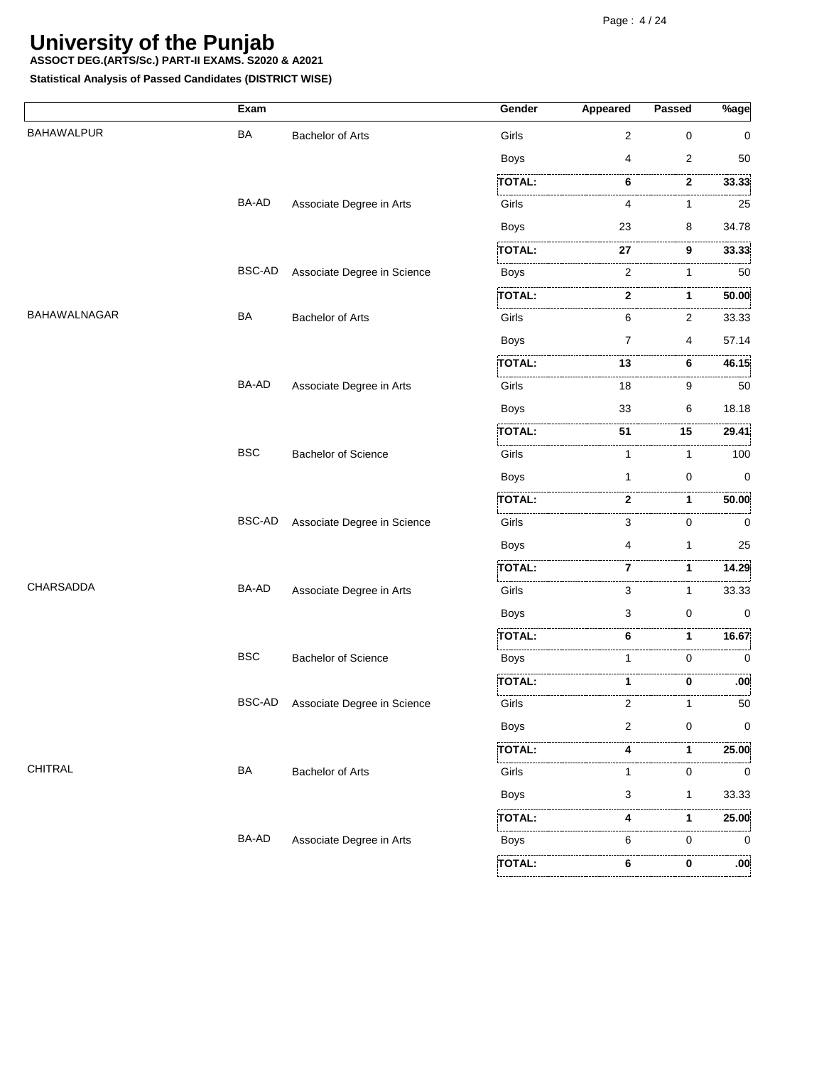# University of the Punjab

**ASSOCT DEG.(ARTS/Sc.) PART-II EXAMS. S2020 & A2021**

**Statistical Analysis of Passed Candidates (DISTRICT WISE)**

| | Exam | | Gender | Appeared | Passed | %age |
|---|---|---|---|---|---|---|
| BAHAWALPUR | BA | Bachelor of Arts | Girls | 2 | 0 | 0 |
| | | | Boys | 4 | 2 | 50 |
| | | | **TOTAL:** | **6** | **2** | **33.33** |
| | BA-AD | Associate Degree in Arts | Girls | 4 | 1 | 25 |
| | | | Boys | 23 | 8 | 34.78 |
| | | | **TOTAL:** | **27** | **9** | **33.33** |
| | BSC-AD | Associate Degree in Science | Boys | 2 | 1 | 50 |
| | | | **TOTAL:** | **2** | **1** | **50.00** |
| BAHAWALNAGAR | BA | Bachelor of Arts | Girls | 6 | 2 | 33.33 |
| | | | Boys | 7 | 4 | 57.14 |
| | | | **TOTAL:** | **13** | **6** | **46.15** |
| | BA-AD | Associate Degree in Arts | Girls | 18 | 9 | 50 |
| | | | Boys | 33 | 6 | 18.18 |
| | | | **TOTAL:** | **51** | **15** | **29.41** |
| | BSC | Bachelor of Science | Girls | 1 | 1 | 100 |
| | | | Boys | 1 | 0 | 0 |
| | | | **TOTAL:** | **2** | **1** | **50.00** |
| | BSC-AD | Associate Degree in Science | Girls | 3 | 0 | 0 |
| | | | Boys | 4 | 1 | 25 |
| | | | **TOTAL:** | **7** | **1** | **14.29** |
| CHARSADDA | BA-AD | Associate Degree in Arts | Girls | 3 | 1 | 33.33 |
| | | | Boys | 3 | 0 | 0 |
| | | | **TOTAL:** | **6** | **1** | **16.67** |
| | BSC | Bachelor of Science | Boys | 1 | 0 | 0 |
| | | | **TOTAL:** | **1** | **0** | **.00** |
| | BSC-AD | Associate Degree in Science | Girls | 2 | 1 | 50 |
| | | | Boys | 2 | 0 | 0 |
| | | | **TOTAL:** | **4** | **1** | **25.00** |
| CHITRAL | BA | Bachelor of Arts | Girls | 1 | 0 | 0 |
| | | | Boys | 3 | 1 | 33.33 |
| | | | **TOTAL:** | **4** | **1** | **25.00** |
| | BA-AD | Associate Degree in Arts | Boys | 6 | 0 | 0 |
| | | | **TOTAL:** | **6** | **0** | **.00** |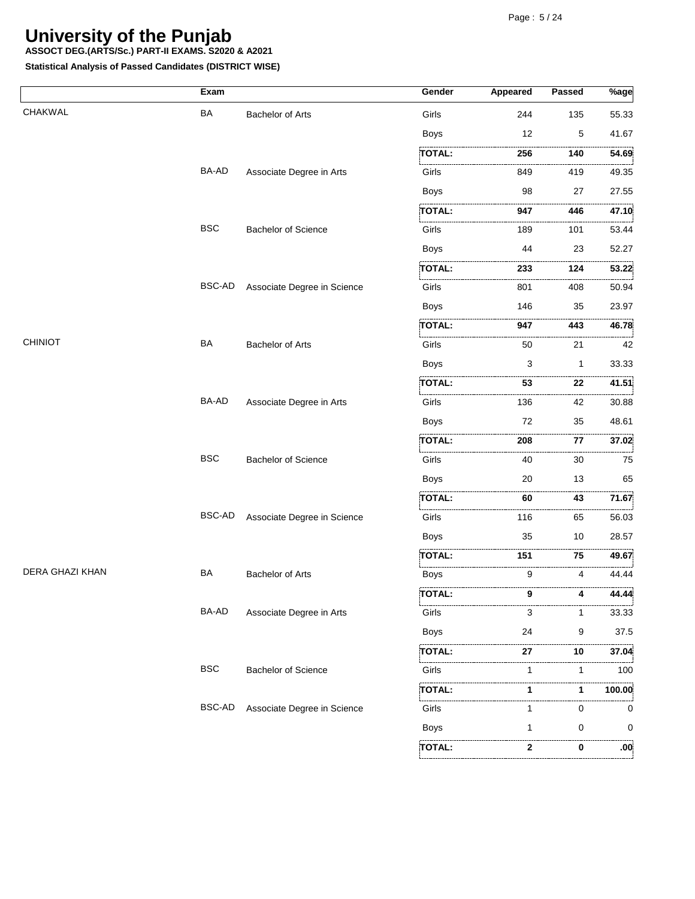# University of the Punjab

**ASSOCT DEG.(ARTS/Sc.) PART-II EXAMS. S2020 & A2021**

**Statistical Analysis of Passed Candidates (DISTRICT WISE)**

| | Exam | | Gender | Appeared | Passed | %age |
|---|---|---|---|---|---|---|
| CHAKWAL | BA | Bachelor of Arts | Girls | 244 | 135 | 55.33 |
| | | | Boys | 12 | 5 | 41.67 |
| | | | **TOTAL:** | **256** | **140** | **54.69** |
| | BA-AD | Associate Degree in Arts | Girls | 849 | 419 | 49.35 |
| | | | Boys | 98 | 27 | 27.55 |
| | | | **TOTAL:** | **947** | **446** | **47.10** |
| | BSC | Bachelor of Science | Girls | 189 | 101 | 53.44 |
| | | | Boys | 44 | 23 | 52.27 |
| | | | **TOTAL:** | **233** | **124** | **53.22** |
| | BSC-AD | Associate Degree in Science | Girls | 801 | 408 | 50.94 |
| | | | Boys | 146 | 35 | 23.97 |
| | | | **TOTAL:** | **947** | **443** | **46.78** |
| CHINIOT | BA | Bachelor of Arts | Girls | 50 | 21 | 42 |
| | | | Boys | 3 | 1 | 33.33 |
| | | | **TOTAL:** | **53** | **22** | **41.51** |
| | BA-AD | Associate Degree in Arts | Girls | 136 | 42 | 30.88 |
| | | | Boys | 72 | 35 | 48.61 |
| | | | **TOTAL:** | **208** | **77** | **37.02** |
| | BSC | Bachelor of Science | Girls | 40 | 30 | 75 |
| | | | Boys | 20 | 13 | 65 |
| | | | **TOTAL:** | **60** | **43** | **71.67** |
| | BSC-AD | Associate Degree in Science | Girls | 116 | 65 | 56.03 |
| | | | Boys | 35 | 10 | 28.57 |
| | | | **TOTAL:** | **151** | **75** | **49.67** |
| DERA GHAZI KHAN | BA | Bachelor of Arts | Boys | 9 | 4 | 44.44 |
| | | | **TOTAL:** | **9** | **4** | **44.44** |
| | BA-AD | Associate Degree in Arts | Girls | 3 | 1 | 33.33 |
| | | | Boys | 24 | 9 | 37.5 |
| | | | **TOTAL:** | **27** | **10** | **37.04** |
| | BSC | Bachelor of Science | Girls | 1 | 1 | 100 |
| | | | **TOTAL:** | **1** | **1** | **100.00** |
| | BSC-AD | Associate Degree in Science | Girls | 1 | 0 | 0 |
| | | | Boys | 1 | 0 | 0 |
| | | | **TOTAL:** | **2** | **0** | **.00** |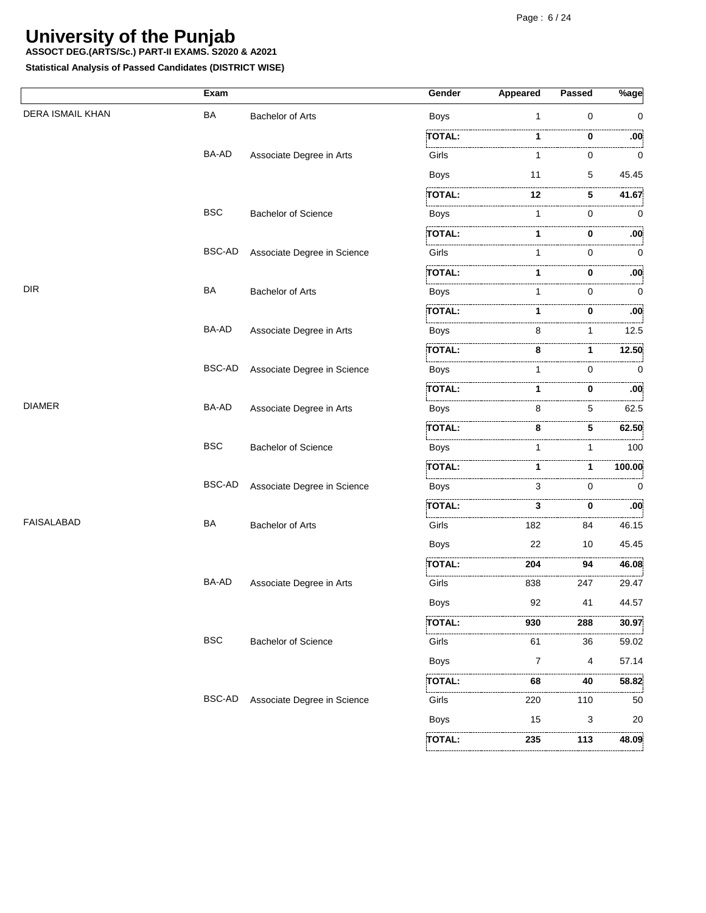# University of the Punjab

**ASSOCT DEG.(ARTS/Sc.) PART-II EXAMS. S2020 & A2021**

**Statistical Analysis of Passed Candidates (DISTRICT WISE)**

| | Exam | | Gender | Appeared | Passed | %age |
|---|---|---|---|---|---|---|
| DERA ISMAIL KHAN | BA | Bachelor of Arts | Boys | 1 | 0 | 0 |
| | | | **TOTAL:** | **1** | **0** | **.00** |
| | BA-AD | Associate Degree in Arts | Girls | 1 | 0 | 0 |
| | | | Boys | 11 | 5 | 45.45 |
| | | | **TOTAL:** | **12** | **5** | **41.67** |
| | BSC | Bachelor of Science | Boys | 1 | 0 | 0 |
| | | | **TOTAL:** | **1** | **0** | **.00** |
| | BSC-AD | Associate Degree in Science | Girls | 1 | 0 | 0 |
| | | | **TOTAL:** | **1** | **0** | **.00** |
| DIR | BA | Bachelor of Arts | Boys | 1 | 0 | 0 |
| | | | **TOTAL:** | **1** | **0** | **.00** |
| | BA-AD | Associate Degree in Arts | Boys | 8 | 1 | 12.5 |
| | | | **TOTAL:** | **8** | **1** | **12.50** |
| | BSC-AD | Associate Degree in Science | Boys | 1 | 0 | 0 |
| | | | **TOTAL:** | **1** | **0** | **.00** |
| DIAMER | BA-AD | Associate Degree in Arts | Boys | 8 | 5 | 62.5 |
| | | | **TOTAL:** | **8** | **5** | **62.50** |
| | BSC | Bachelor of Science | Boys | 1 | 1 | 100 |
| | | | **TOTAL:** | **1** | **1** | **100.00** |
| | BSC-AD | Associate Degree in Science | Boys | 3 | 0 | 0 |
| | | | **TOTAL:** | **3** | **0** | **.00** |
| FAISALABAD | BA | Bachelor of Arts | Girls | 182 | 84 | 46.15 |
| | | | Boys | 22 | 10 | 45.45 |
| | | | **TOTAL:** | **204** | **94** | **46.08** |
| | BA-AD | Associate Degree in Arts | Girls | 838 | 247 | 29.47 |
| | | | Boys | 92 | 41 | 44.57 |
| | | | **TOTAL:** | **930** | **288** | **30.97** |
| | BSC | Bachelor of Science | Girls | 61 | 36 | 59.02 |
| | | | Boys | 7 | 4 | 57.14 |
| | | | **TOTAL:** | **68** | **40** | **58.82** |
| | BSC-AD | Associate Degree in Science | Girls | 220 | 110 | 50 |
| | | | Boys | 15 | 3 | 20 |
| | | | **TOTAL:** | **235** | **113** | **48.09** |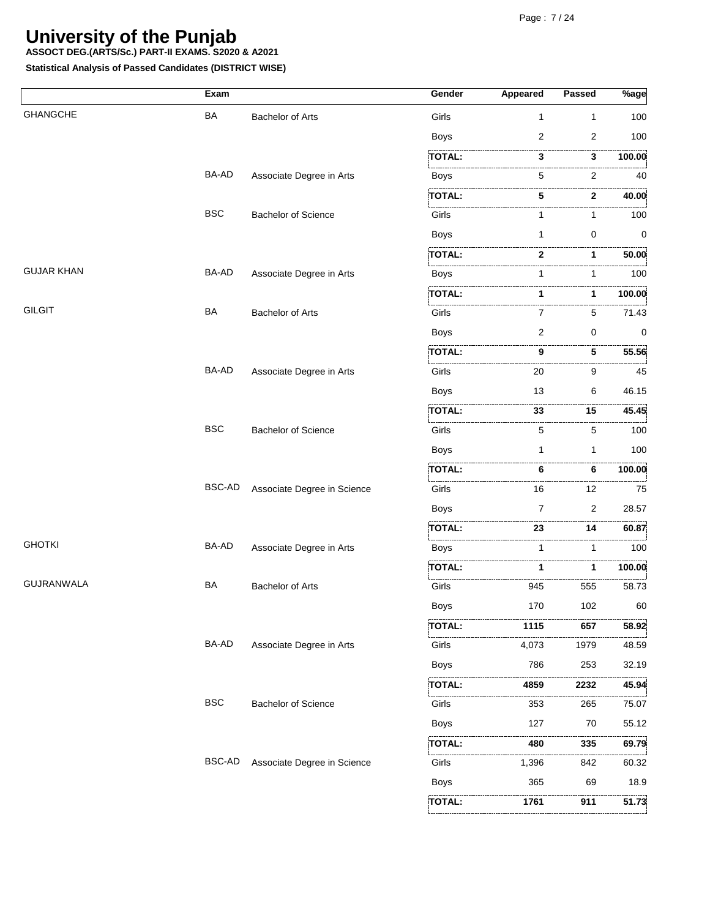# University of the Punjab

**ASSOCT DEG.(ARTS/Sc.) PART-II EXAMS. S2020 & A2021**

**Statistical Analysis of Passed Candidates (DISTRICT WISE)**

| | Exam | | Gender | Appeared | Passed | %age |
|---|---|---|---|---|---|---|
| GHANGCHE | BA | Bachelor of Arts | Girls | 1 | 1 | 100 |
| | | | Boys | 2 | 2 | 100 |
| | | | **TOTAL:** | **3** | **3** | **100.00** |
| | BA-AD | Associate Degree in Arts | Boys | 5 | 2 | 40 |
| | | | **TOTAL:** | **5** | **2** | **40.00** |
| | BSC | Bachelor of Science | Girls | 1 | 1 | 100 |
| | | | Boys | 1 | 0 | 0 |
| | | | **TOTAL:** | **2** | **1** | **50.00** |
| GUJAR KHAN | BA-AD | Associate Degree in Arts | Boys | 1 | 1 | 100 |
| | | | **TOTAL:** | **1** | **1** | **100.00** |
| GILGIT | BA | Bachelor of Arts | Girls | 7 | 5 | 71.43 |
| | | | Boys | 2 | 0 | 0 |
| | | | **TOTAL:** | **9** | **5** | **55.56** |
| | BA-AD | Associate Degree in Arts | Girls | 20 | 9 | 45 |
| | | | Boys | 13 | 6 | 46.15 |
| | | | **TOTAL:** | **33** | **15** | **45.45** |
| | BSC | Bachelor of Science | Girls | 5 | 5 | 100 |
| | | | Boys | 1 | 1 | 100 |
| | | | **TOTAL:** | **6** | **6** | **100.00** |
| | BSC-AD | Associate Degree in Science | Girls | 16 | 12 | 75 |
| | | | Boys | 7 | 2 | 28.57 |
| | | | **TOTAL:** | **23** | **14** | **60.87** |
| GHOTKI | BA-AD | Associate Degree in Arts | Boys | 1 | 1 | 100 |
| | | | **TOTAL:** | **1** | **1** | **100.00** |
| GUJRANWALA | BA | Bachelor of Arts | Girls | 945 | 555 | 58.73 |
| | | | Boys | 170 | 102 | 60 |
| | | | **TOTAL:** | **1115** | **657** | **58.92** |
| | BA-AD | Associate Degree in Arts | Girls | 4,073 | 1979 | 48.59 |
| | | | Boys | 786 | 253 | 32.19 |
| | | | **TOTAL:** | **4859** | **2232** | **45.94** |
| | BSC | Bachelor of Science | Girls | 353 | 265 | 75.07 |
| | | | Boys | 127 | 70 | 55.12 |
| | | | **TOTAL:** | **480** | **335** | **69.79** |
| | BSC-AD | Associate Degree in Science | Girls | 1,396 | 842 | 60.32 |
| | | | Boys | 365 | 69 | 18.9 |
| | | | **TOTAL:** | **1761** | **911** | **51.73** |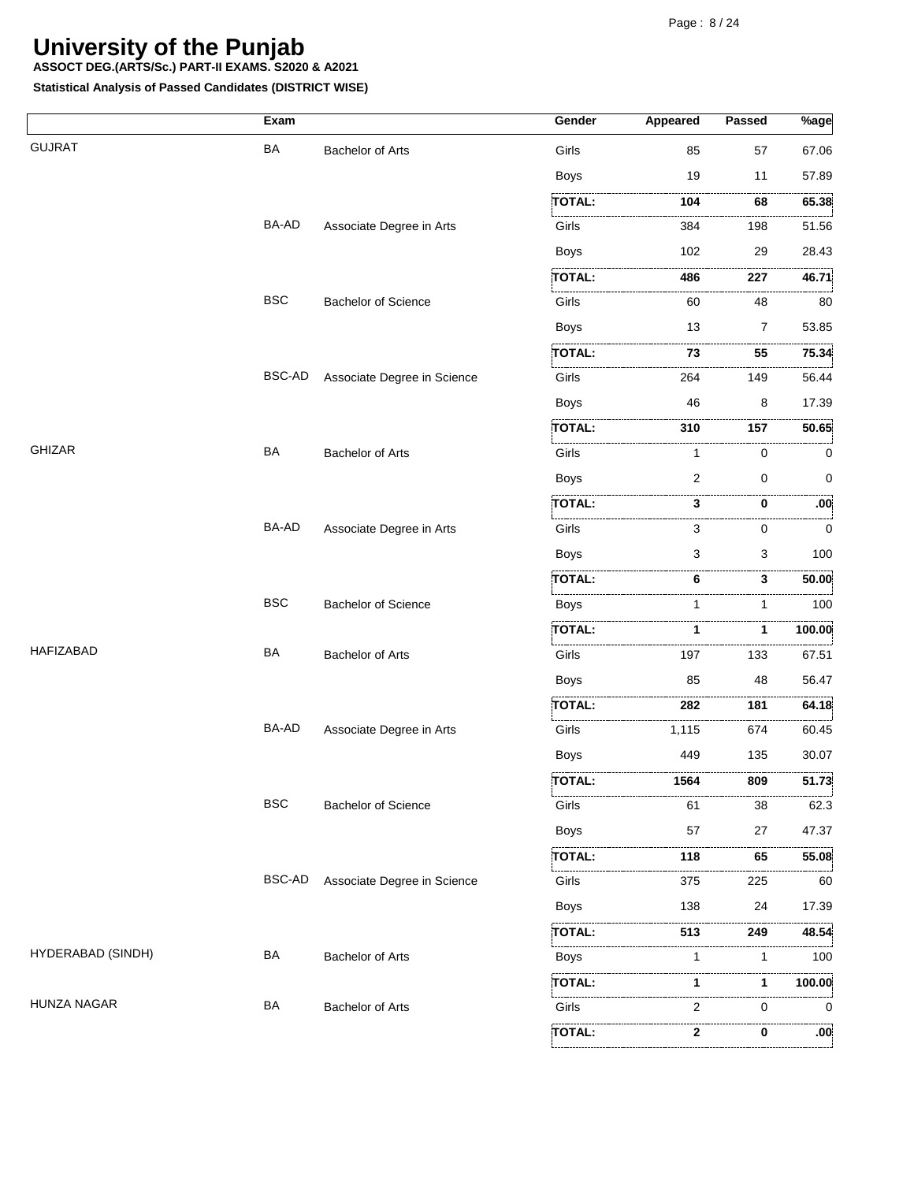# University of the Punjab

**ASSOCT DEG.(ARTS/Sc.) PART-II EXAMS. S2020 & A2021**

**Statistical Analysis of Passed Candidates (DISTRICT WISE)**

| | Exam | | Gender | Appeared | Passed | %age |
|---|---|---|---|---|---|---|
| GUJRAT | BA | Bachelor of Arts | Girls | 85 | 57 | 67.06 |
| | | | Boys | 19 | 11 | 57.89 |
| | | | **TOTAL:** | **104** | **68** | **65.38** |
| | BA-AD | Associate Degree in Arts | Girls | 384 | 198 | 51.56 |
| | | | Boys | 102 | 29 | 28.43 |
| | | | **TOTAL:** | **486** | **227** | **46.71** |
| | BSC | Bachelor of Science | Girls | 60 | 48 | 80 |
| | | | Boys | 13 | 7 | 53.85 |
| | | | **TOTAL:** | **73** | **55** | **75.34** |
| | BSC-AD | Associate Degree in Science | Girls | 264 | 149 | 56.44 |
| | | | Boys | 46 | 8 | 17.39 |
| | | | **TOTAL:** | **310** | **157** | **50.65** |
| GHIZAR | BA | Bachelor of Arts | Girls | 1 | 0 | 0 |
| | | | Boys | 2 | 0 | 0 |
| | | | **TOTAL:** | **3** | **0** | **.00** |
| | BA-AD | Associate Degree in Arts | Girls | 3 | 0 | 0 |
| | | | Boys | 3 | 3 | 100 |
| | | | **TOTAL:** | **6** | **3** | **50.00** |
| | BSC | Bachelor of Science | Boys | 1 | 1 | 100 |
| | | | **TOTAL:** | **1** | **1** | **100.00** |
| HAFIZABAD | BA | Bachelor of Arts | Girls | 197 | 133 | 67.51 |
| | | | Boys | 85 | 48 | 56.47 |
| | | | **TOTAL:** | **282** | **181** | **64.18** |
| | BA-AD | Associate Degree in Arts | Girls | 1,115 | 674 | 60.45 |
| | | | Boys | 449 | 135 | 30.07 |
| | | | **TOTAL:** | **1564** | **809** | **51.73** |
| | BSC | Bachelor of Science | Girls | 61 | 38 | 62.3 |
| | | | Boys | 57 | 27 | 47.37 |
| | | | **TOTAL:** | **118** | **65** | **55.08** |
| | BSC-AD | Associate Degree in Science | Girls | 375 | 225 | 60 |
| | | | Boys | 138 | 24 | 17.39 |
| | | | **TOTAL:** | **513** | **249** | **48.54** |
| HYDERABAD (SINDH) | BA | Bachelor of Arts | Boys | 1 | 1 | 100 |
| | | | **TOTAL:** | **1** | **1** | **100.00** |
| HUNZA NAGAR | BA | Bachelor of Arts | Girls | 2 | 0 | 0 |
| | | | **TOTAL:** | **2** | **0** | **.00** |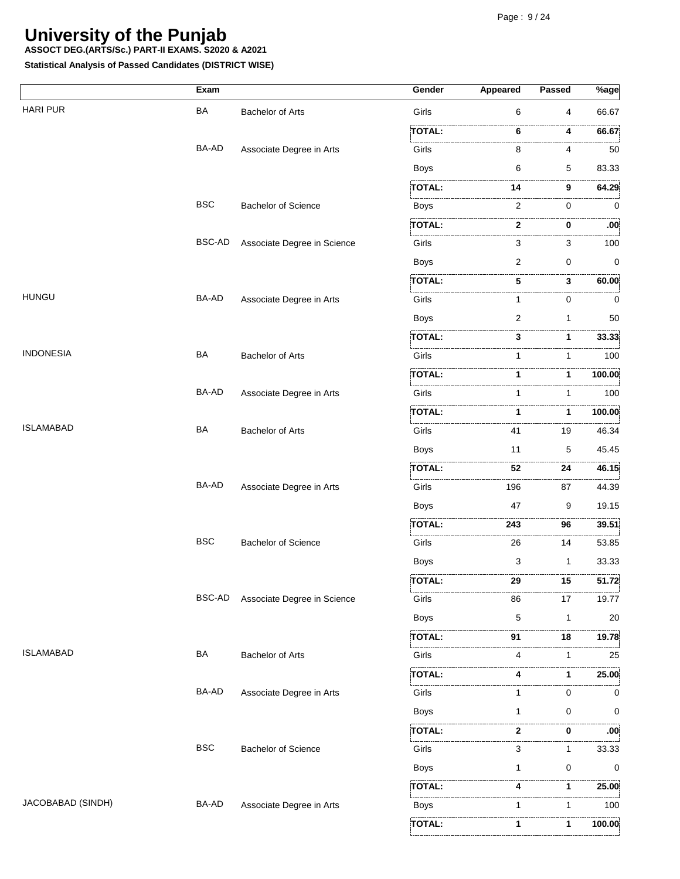# University of the Punjab

**ASSOCT DEG.(ARTS/Sc.) PART-II EXAMS. S2020 & A2021**

**Statistical Analysis of Passed Candidates (DISTRICT WISE)**

| | Exam | | Gender | Appeared | Passed | %age |
|---|---|---|---|---|---|---|
| HARI PUR | BA | Bachelor of Arts | Girls | 6 | 4 | 66.67 |
| | | | **TOTAL:** | **6** | **4** | **66.67** |
| | BA-AD | Associate Degree in Arts | Girls | 8 | 4 | 50 |
| | | | Boys | 6 | 5 | 83.33 |
| | | | **TOTAL:** | **14** | **9** | **64.29** |
| | BSC | Bachelor of Science | Boys | 2 | 0 | 0 |
| | | | **TOTAL:** | **2** | **0** | **.00** |
| | BSC-AD | Associate Degree in Science | Girls | 3 | 3 | 100 |
| | | | Boys | 2 | 0 | 0 |
| | | | **TOTAL:** | **5** | **3** | **60.00** |
| HUNGU | BA-AD | Associate Degree in Arts | Girls | 1 | 0 | 0 |
| | | | Boys | 2 | 1 | 50 |
| | | | **TOTAL:** | **3** | **1** | **33.33** |
| INDONESIA | BA | Bachelor of Arts | Girls | 1 | 1 | 100 |
| | | | **TOTAL:** | **1** | **1** | **100.00** |
| | BA-AD | Associate Degree in Arts | Girls | 1 | 1 | 100 |
| | | | **TOTAL:** | **1** | **1** | **100.00** |
| ISLAMABAD | BA | Bachelor of Arts | Girls | 41 | 19 | 46.34 |
| | | | Boys | 11 | 5 | 45.45 |
| | | | **TOTAL:** | **52** | **24** | **46.15** |
| | BA-AD | Associate Degree in Arts | Girls | 196 | 87 | 44.39 |
| | | | Boys | 47 | 9 | 19.15 |
| | | | **TOTAL:** | **243** | **96** | **39.51** |
| | BSC | Bachelor of Science | Girls | 26 | 14 | 53.85 |
| | | | Boys | 3 | 1 | 33.33 |
| | | | **TOTAL:** | **29** | **15** | **51.72** |
| | BSC-AD | Associate Degree in Science | Girls | 86 | 17 | 19.77 |
| | | | Boys | 5 | 1 | 20 |
| | | | **TOTAL:** | **91** | **18** | **19.78** |
| ISLAMABAD | BA | Bachelor of Arts | Girls | 4 | 1 | 25 |
| | | | **TOTAL:** | **4** | **1** | **25.00** |
| | BA-AD | Associate Degree in Arts | Girls | 1 | 0 | 0 |
| | | | Boys | 1 | 0 | 0 |
| | | | **TOTAL:** | **2** | **0** | **.00** |
| | BSC | Bachelor of Science | Girls | 3 | 1 | 33.33 |
| | | | Boys | 1 | 0 | 0 |
| | | | **TOTAL:** | **4** | **1** | **25.00** |
| JACOBABAD (SINDH) | BA-AD | Associate Degree in Arts | Boys | 1 | 1 | 100 |
| | | | **TOTAL:** | **1** | **1** | **100.00** |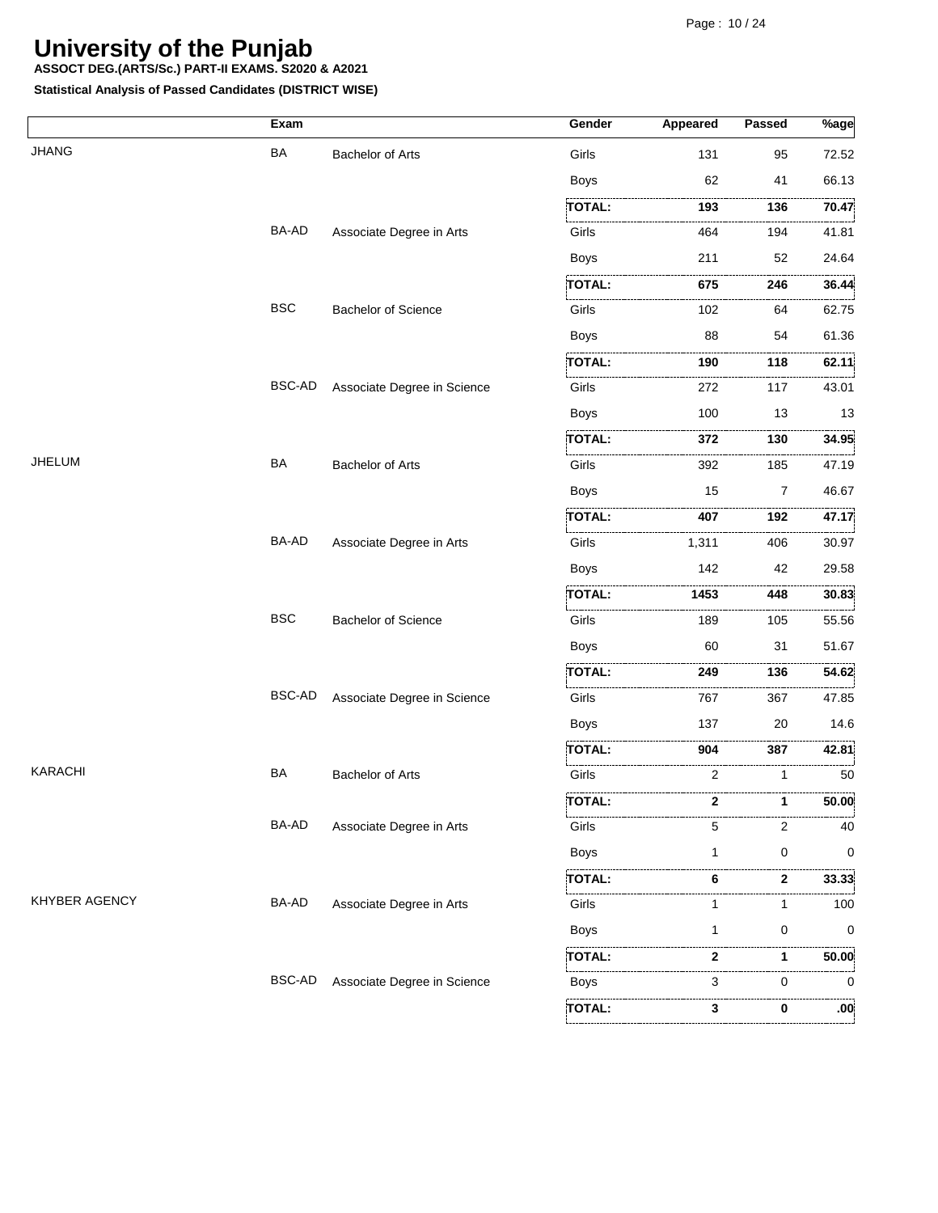# University of the Punjab

**ASSOCT DEG.(ARTS/Sc.) PART-II EXAMS. S2020 & A2021**

**Statistical Analysis of Passed Candidates (DISTRICT WISE)**

| | Exam | | Gender | Appeared | Passed | %age |
|---|---|---|---|---|---|---|
| JHANG | BA | Bachelor of Arts | Girls | 131 | 95 | 72.52 |
| | | | Boys | 62 | 41 | 66.13 |
| | | | **TOTAL:** | **193** | **136** | **70.47** |
| | BA-AD | Associate Degree in Arts | Girls | 464 | 194 | 41.81 |
| | | | Boys | 211 | 52 | 24.64 |
| | | | **TOTAL:** | **675** | **246** | **36.44** |
| | BSC | Bachelor of Science | Girls | 102 | 64 | 62.75 |
| | | | Boys | 88 | 54 | 61.36 |
| | | | **TOTAL:** | **190** | **118** | **62.11** |
| | BSC-AD | Associate Degree in Science | Girls | 272 | 117 | 43.01 |
| | | | Boys | 100 | 13 | 13 |
| | | | **TOTAL:** | **372** | **130** | **34.95** |
| JHELUM | BA | Bachelor of Arts | Girls | 392 | 185 | 47.19 |
| | | | Boys | 15 | 7 | 46.67 |
| | | | **TOTAL:** | **407** | **192** | **47.17** |
| | BA-AD | Associate Degree in Arts | Girls | 1,311 | 406 | 30.97 |
| | | | Boys | 142 | 42 | 29.58 |
| | | | **TOTAL:** | **1453** | **448** | **30.83** |
| | BSC | Bachelor of Science | Girls | 189 | 105 | 55.56 |
| | | | Boys | 60 | 31 | 51.67 |
| | | | **TOTAL:** | **249** | **136** | **54.62** |
| | BSC-AD | Associate Degree in Science | Girls | 767 | 367 | 47.85 |
| | | | Boys | 137 | 20 | 14.6 |
| | | | **TOTAL:** | **904** | **387** | **42.81** |
| KARACHI | BA | Bachelor of Arts | Girls | 2 | 1 | 50 |
| | | | **TOTAL:** | **2** | **1** | **50.00** |
| | BA-AD | Associate Degree in Arts | Girls | 5 | 2 | 40 |
| | | | Boys | 1 | 0 | 0 |
| | | | **TOTAL:** | **6** | **2** | **33.33** |
| KHYBER AGENCY | BA-AD | Associate Degree in Arts | Girls | 1 | 1 | 100 |
| | | | Boys | 1 | 0 | 0 |
| | | | **TOTAL:** | **2** | **1** | **50.00** |
| | BSC-AD | Associate Degree in Science | Boys | 3 | 0 | 0 |
| | | | **TOTAL:** | **3** | **0** | **.00** |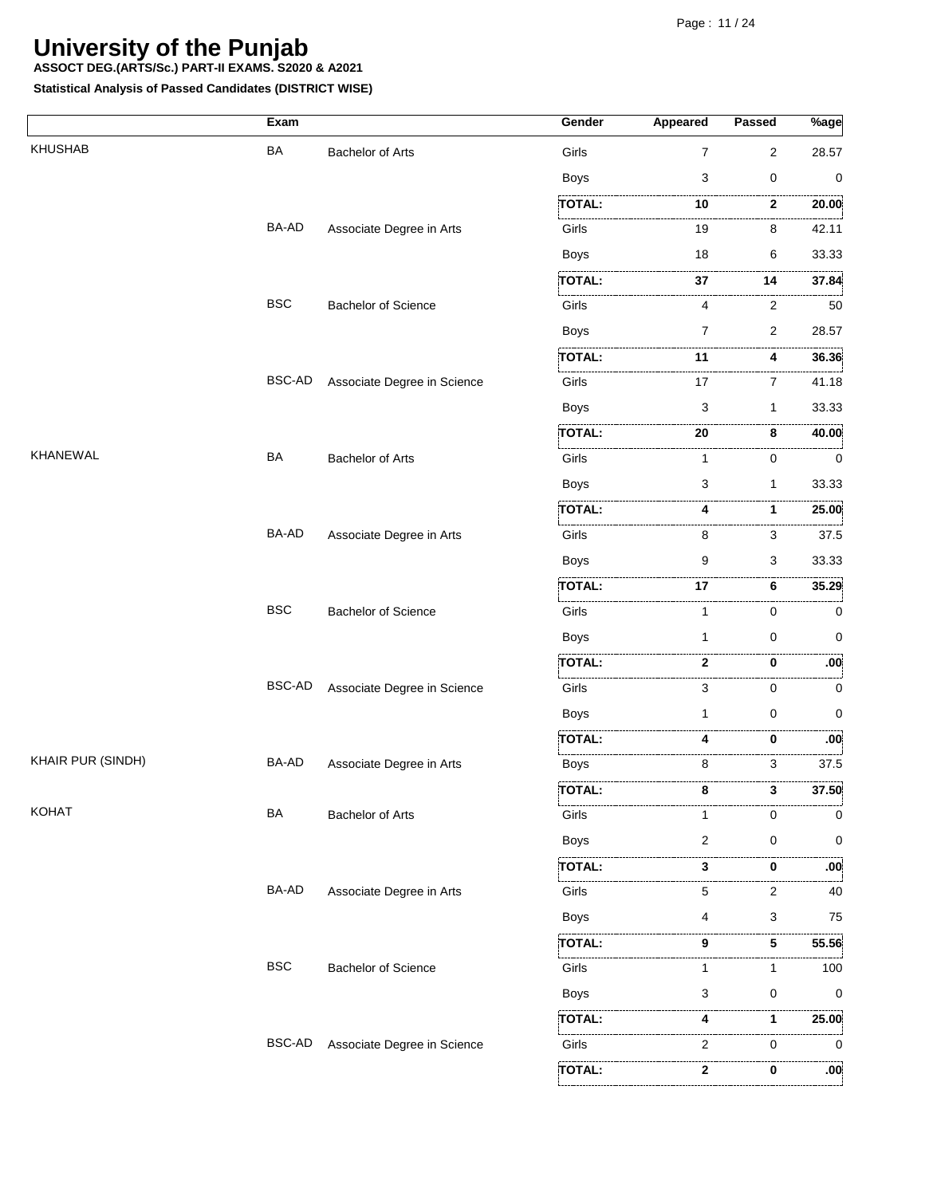# University of the Punjab

**ASSOCT DEG.(ARTS/Sc.) PART-II EXAMS. S2020 & A2021**

**Statistical Analysis of Passed Candidates (DISTRICT WISE)**

| | Exam | | Gender | Appeared | Passed | %age |
|---|---|---|---|---|---|---|
| KHUSHAB | BA | Bachelor of Arts | Girls | 7 | 2 | 28.57 |
| | | | Boys | 3 | 0 | 0 |
| | | | **TOTAL:** | **10** | **2** | **20.00** |
| | BA-AD | Associate Degree in Arts | Girls | 19 | 8 | 42.11 |
| | | | Boys | 18 | 6 | 33.33 |
| | | | **TOTAL:** | **37** | **14** | **37.84** |
| | BSC | Bachelor of Science | Girls | 4 | 2 | 50 |
| | | | Boys | 7 | 2 | 28.57 |
| | | | **TOTAL:** | **11** | **4** | **36.36** |
| | BSC-AD | Associate Degree in Science | Girls | 17 | 7 | 41.18 |
| | | | Boys | 3 | 1 | 33.33 |
| | | | **TOTAL:** | **20** | **8** | **40.00** |
| KHANEWAL | BA | Bachelor of Arts | Girls | 1 | 0 | 0 |
| | | | Boys | 3 | 1 | 33.33 |
| | | | **TOTAL:** | **4** | **1** | **25.00** |
| | BA-AD | Associate Degree in Arts | Girls | 8 | 3 | 37.5 |
| | | | Boys | 9 | 3 | 33.33 |
| | | | **TOTAL:** | **17** | **6** | **35.29** |
| | BSC | Bachelor of Science | Girls | 1 | 0 | 0 |
| | | | Boys | 1 | 0 | 0 |
| | | | **TOTAL:** | **2** | **0** | **.00** |
| | BSC-AD | Associate Degree in Science | Girls | 3 | 0 | 0 |
| | | | Boys | 1 | 0 | 0 |
| | | | **TOTAL:** | **4** | **0** | **.00** |
| KHAIR PUR (SINDH) | BA-AD | Associate Degree in Arts | Boys | 8 | 3 | 37.5 |
| | | | **TOTAL:** | **8** | **3** | **37.50** |
| KOHAT | BA | Bachelor of Arts | Girls | 1 | 0 | 0 |
| | | | Boys | 2 | 0 | 0 |
| | | | **TOTAL:** | **3** | **0** | **.00** |
| | BA-AD | Associate Degree in Arts | Girls | 5 | 2 | 40 |
| | | | Boys | 4 | 3 | 75 |
| | | | **TOTAL:** | **9** | **5** | **55.56** |
| | BSC | Bachelor of Science | Girls | 1 | 1 | 100 |
| | | | Boys | 3 | 0 | 0 |
| | | | **TOTAL:** | **4** | **1** | **25.00** |
| | BSC-AD | Associate Degree in Science | Girls | 2 | 0 | 0 |
| | | | **TOTAL:** | **2** | **0** | **.00** |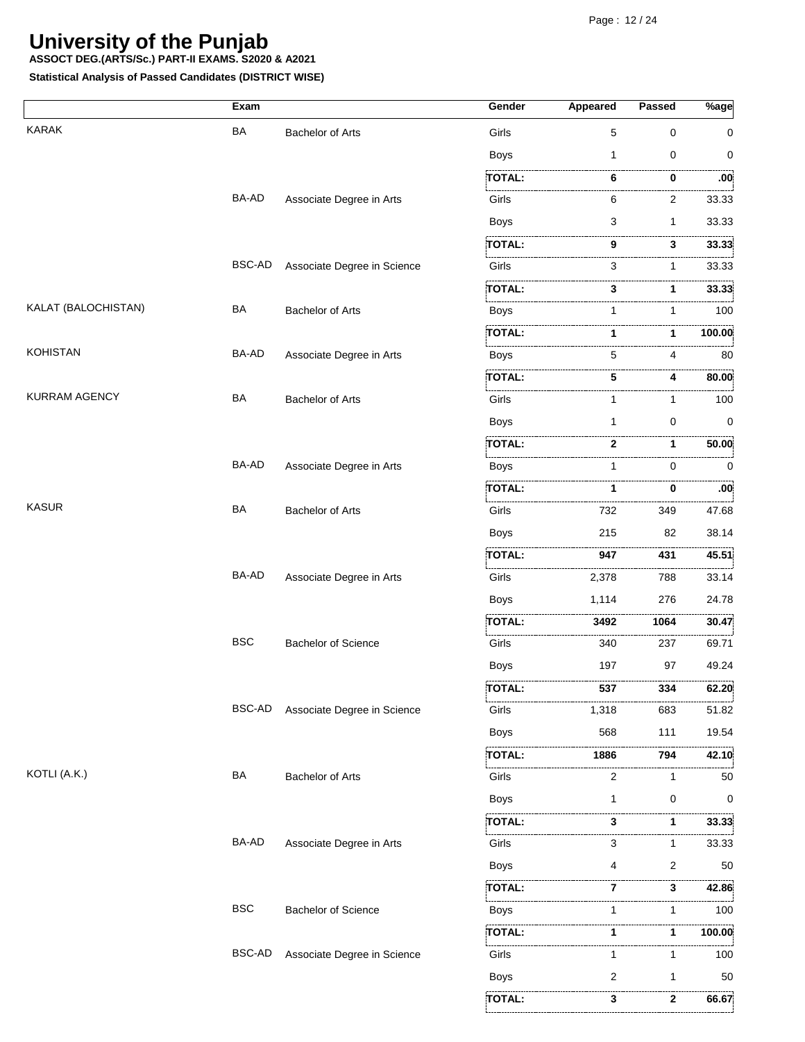# University of the Punjab

**ASSOCT DEG.(ARTS/Sc.) PART-II EXAMS. S2020 & A2021**

**Statistical Analysis of Passed Candidates (DISTRICT WISE)**

| | Exam | | Gender | Appeared | Passed | %age |
|---|---|---|---|---|---|---|
| KARAK | BA | Bachelor of Arts | Girls | 5 | 0 | 0 |
| | | | Boys | 1 | 0 | 0 |
| | | | **TOTAL:** | **6** | **0** | **.00** |
| | BA-AD | Associate Degree in Arts | Girls | 6 | 2 | 33.33 |
| | | | Boys | 3 | 1 | 33.33 |
| | | | **TOTAL:** | **9** | **3** | **33.33** |
| | BSC-AD | Associate Degree in Science | Girls | 3 | 1 | 33.33 |
| | | | **TOTAL:** | **3** | **1** | **33.33** |
| KALAT (BALOCHISTAN) | BA | Bachelor of Arts | Boys | 1 | 1 | 100 |
| | | | **TOTAL:** | **1** | **1** | **100.00** |
| KOHISTAN | BA-AD | Associate Degree in Arts | Boys | 5 | 4 | 80 |
| | | | **TOTAL:** | **5** | **4** | **80.00** |
| KURRAM AGENCY | BA | Bachelor of Arts | Girls | 1 | 1 | 100 |
| | | | Boys | 1 | 0 | 0 |
| | | | **TOTAL:** | **2** | **1** | **50.00** |
| | BA-AD | Associate Degree in Arts | Boys | 1 | 0 | 0 |
| | | | **TOTAL:** | **1** | **0** | **.00** |
| KASUR | BA | Bachelor of Arts | Girls | 732 | 349 | 47.68 |
| | | | Boys | 215 | 82 | 38.14 |
| | | | **TOTAL:** | **947** | **431** | **45.51** |
| | BA-AD | Associate Degree in Arts | Girls | 2,378 | 788 | 33.14 |
| | | | Boys | 1,114 | 276 | 24.78 |
| | | | **TOTAL:** | **3492** | **1064** | **30.47** |
| | BSC | Bachelor of Science | Girls | 340 | 237 | 69.71 |
| | | | Boys | 197 | 97 | 49.24 |
| | | | **TOTAL:** | **537** | **334** | **62.20** |
| | BSC-AD | Associate Degree in Science | Girls | 1,318 | 683 | 51.82 |
| | | | Boys | 568 | 111 | 19.54 |
| | | | **TOTAL:** | **1886** | **794** | **42.10** |
| KOTLI (A.K.) | BA | Bachelor of Arts | Girls | 2 | 1 | 50 |
| | | | Boys | 1 | 0 | 0 |
| | | | **TOTAL:** | **3** | **1** | **33.33** |
| | BA-AD | Associate Degree in Arts | Girls | 3 | 1 | 33.33 |
| | | | Boys | 4 | 2 | 50 |
| | | | **TOTAL:** | **7** | **3** | **42.86** |
| | BSC | Bachelor of Science | Boys | 1 | 1 | 100 |
| | | | **TOTAL:** | **1** | **1** | **100.00** |
| | BSC-AD | Associate Degree in Science | Girls | 1 | 1 | 100 |
| | | | Boys | 2 | 1 | 50 |
| | | | **TOTAL:** | **3** | **2** | **66.67** |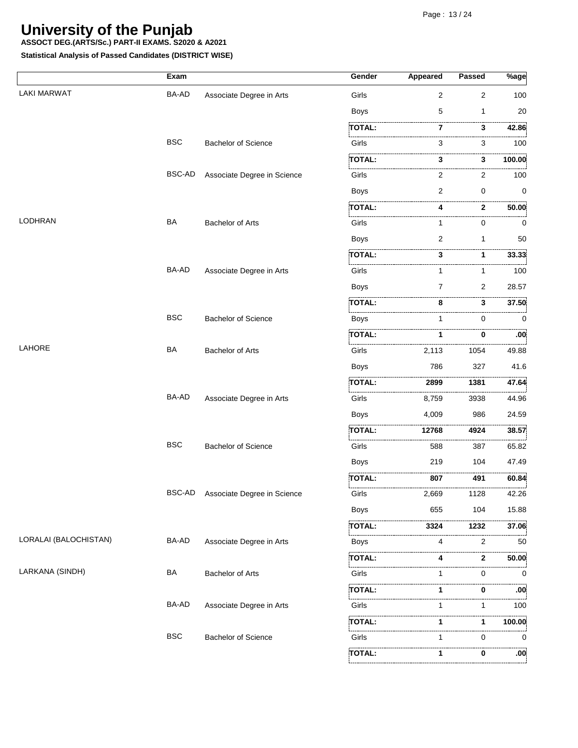# University of the Punjab

**ASSOCT DEG.(ARTS/Sc.) PART-II EXAMS. S2020 & A2021**

**Statistical Analysis of Passed Candidates (DISTRICT WISE)**

| | Exam | | Gender | Appeared | Passed | %age |
|---|---|---|---|---|---|---|
| LAKI MARWAT | BA-AD | Associate Degree in Arts | Girls | 2 | 2 | 100 |
| | | | Boys | 5 | 1 | 20 |
| | | | **TOTAL:** | **7** | **3** | **42.86** |
| | BSC | Bachelor of Science | Girls | 3 | 3 | 100 |
| | | | **TOTAL:** | **3** | **3** | **100.00** |
| | BSC-AD | Associate Degree in Science | Girls | 2 | 2 | 100 |
| | | | Boys | 2 | 0 | 0 |
| | | | **TOTAL:** | **4** | **2** | **50.00** |
| LODHRAN | BA | Bachelor of Arts | Girls | 1 | 0 | 0 |
| | | | Boys | 2 | 1 | 50 |
| | | | **TOTAL:** | **3** | **1** | **33.33** |
| | BA-AD | Associate Degree in Arts | Girls | 1 | 1 | 100 |
| | | | Boys | 7 | 2 | 28.57 |
| | | | **TOTAL:** | **8** | **3** | **37.50** |
| | BSC | Bachelor of Science | Boys | 1 | 0 | 0 |
| | | | **TOTAL:** | **1** | **0** | **.00** |
| LAHORE | BA | Bachelor of Arts | Girls | 2,113 | 1054 | 49.88 |
| | | | Boys | 786 | 327 | 41.6 |
| | | | **TOTAL:** | **2899** | **1381** | **47.64** |
| | BA-AD | Associate Degree in Arts | Girls | 8,759 | 3938 | 44.96 |
| | | | Boys | 4,009 | 986 | 24.59 |
| | | | **TOTAL:** | **12768** | **4924** | **38.57** |
| | BSC | Bachelor of Science | Girls | 588 | 387 | 65.82 |
| | | | Boys | 219 | 104 | 47.49 |
| | | | **TOTAL:** | **807** | **491** | **60.84** |
| | BSC-AD | Associate Degree in Science | Girls | 2,669 | 1128 | 42.26 |
| | | | Boys | 655 | 104 | 15.88 |
| | | | **TOTAL:** | **3324** | **1232** | **37.06** |
| LORALAI (BALOCHISTAN) | BA-AD | Associate Degree in Arts | Boys | 4 | 2 | 50 |
| | | | **TOTAL:** | **4** | **2** | **50.00** |
| LARKANA (SINDH) | BA | Bachelor of Arts | Girls | 1 | 0 | 0 |
| | | | **TOTAL:** | **1** | **0** | **.00** |
| | BA-AD | Associate Degree in Arts | Girls | 1 | 1 | 100 |
| | | | **TOTAL:** | **1** | **1** | **100.00** |
| | BSC | Bachelor of Science | Girls | 1 | 0 | 0 |
| | | | **TOTAL:** | **1** | **0** | **.00** |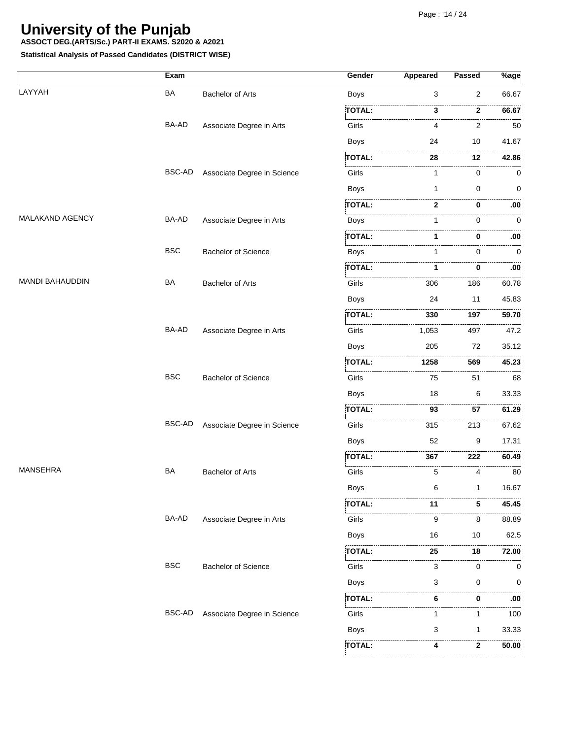# University of the Punjab

**ASSOCT DEG.(ARTS/Sc.) PART-II EXAMS. S2020 & A2021**

**Statistical Analysis of Passed Candidates (DISTRICT WISE)**

| | Exam | | Gender | Appeared | Passed | %age |
|---|---|---|---|---|---|---|
| LAYYAH | BA | Bachelor of Arts | Boys | 3 | 2 | 66.67 |
| | | | **TOTAL:** | **3** | **2** | **66.67** |
| | BA-AD | Associate Degree in Arts | Girls | 4 | 2 | 50 |
| | | | Boys | 24 | 10 | 41.67 |
| | | | **TOTAL:** | **28** | **12** | **42.86** |
| | BSC-AD | Associate Degree in Science | Girls | 1 | 0 | 0 |
| | | | Boys | 1 | 0 | 0 |
| | | | **TOTAL:** | **2** | **0** | **.00** |
| MALAKAND AGENCY | BA-AD | Associate Degree in Arts | Boys | 1 | 0 | 0 |
| | | | **TOTAL:** | **1** | **0** | **.00** |
| | BSC | Bachelor of Science | Boys | 1 | 0 | 0 |
| | | | **TOTAL:** | **1** | **0** | **.00** |
| MANDI BAHAUDDIN | BA | Bachelor of Arts | Girls | 306 | 186 | 60.78 |
| | | | Boys | 24 | 11 | 45.83 |
| | | | **TOTAL:** | **330** | **197** | **59.70** |
| | BA-AD | Associate Degree in Arts | Girls | 1,053 | 497 | 47.2 |
| | | | Boys | 205 | 72 | 35.12 |
| | | | **TOTAL:** | **1258** | **569** | **45.23** |
| | BSC | Bachelor of Science | Girls | 75 | 51 | 68 |
| | | | Boys | 18 | 6 | 33.33 |
| | | | **TOTAL:** | **93** | **57** | **61.29** |
| | BSC-AD | Associate Degree in Science | Girls | 315 | 213 | 67.62 |
| | | | Boys | 52 | 9 | 17.31 |
| | | | **TOTAL:** | **367** | **222** | **60.49** |
| MANSEHRA | BA | Bachelor of Arts | Girls | 5 | 4 | 80 |
| | | | Boys | 6 | 1 | 16.67 |
| | | | **TOTAL:** | **11** | **5** | **45.45** |
| | BA-AD | Associate Degree in Arts | Girls | 9 | 8 | 88.89 |
| | | | Boys | 16 | 10 | 62.5 |
| | | | **TOTAL:** | **25** | **18** | **72.00** |
| | BSC | Bachelor of Science | Girls | 3 | 0 | 0 |
| | | | Boys | 3 | 0 | 0 |
| | | | **TOTAL:** | **6** | **0** | **.00** |
| | BSC-AD | Associate Degree in Science | Girls | 1 | 1 | 100 |
| | | | Boys | 3 | 1 | 33.33 |
| | | | **TOTAL:** | **4** | **2** | **50.00** |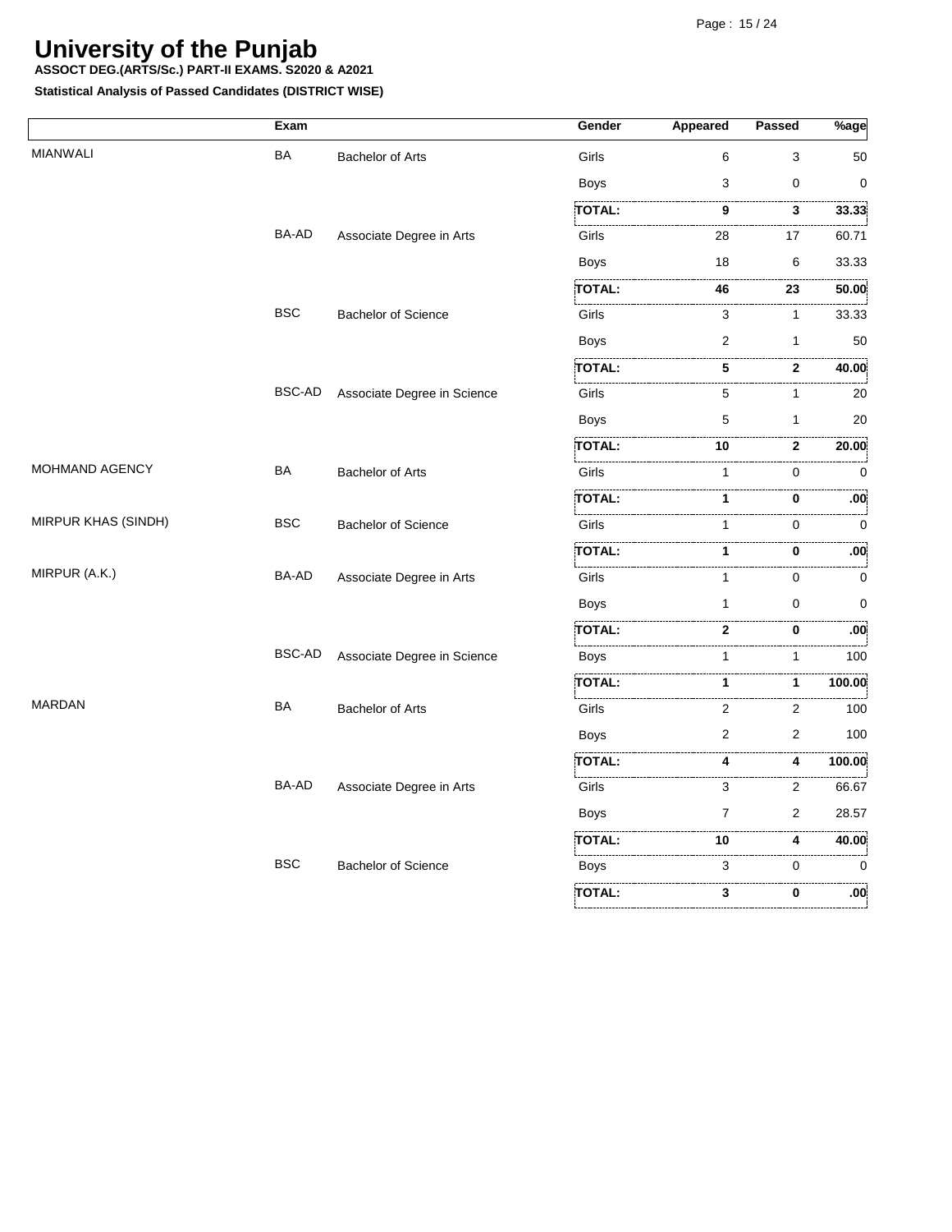# University of the Punjab

**ASSOCT DEG.(ARTS/Sc.) PART-II EXAMS. S2020 & A2021**

**Statistical Analysis of Passed Candidates (DISTRICT WISE)**

| | Exam | | Gender | Appeared | Passed | %age |
|---|---|---|---|---|---|---|
| MIANWALI | BA | Bachelor of Arts | Girls | 6 | 3 | 50 |
| | | | Boys | 3 | 0 | 0 |
| | | | **TOTAL:** | **9** | **3** | **33.33** |
| | BA-AD | Associate Degree in Arts | Girls | 28 | 17 | 60.71 |
| | | | Boys | 18 | 6 | 33.33 |
| | | | **TOTAL:** | **46** | **23** | **50.00** |
| | BSC | Bachelor of Science | Girls | 3 | 1 | 33.33 |
| | | | Boys | 2 | 1 | 50 |
| | | | **TOTAL:** | **5** | **2** | **40.00** |
| | BSC-AD | Associate Degree in Science | Girls | 5 | 1 | 20 |
| | | | Boys | 5 | 1 | 20 |
| | | | **TOTAL:** | **10** | **2** | **20.00** |
| MOHMAND AGENCY | BA | Bachelor of Arts | Girls | 1 | 0 | 0 |
| | | | **TOTAL:** | **1** | **0** | **.00** |
| MIRPUR KHAS (SINDH) | BSC | Bachelor of Science | Girls | 1 | 0 | 0 |
| | | | **TOTAL:** | **1** | **0** | **.00** |
| MIRPUR (A.K.) | BA-AD | Associate Degree in Arts | Girls | 1 | 0 | 0 |
| | | | Boys | 1 | 0 | 0 |
| | | | **TOTAL:** | **2** | **0** | **.00** |
| | BSC-AD | Associate Degree in Science | Boys | 1 | 1 | 100 |
| | | | **TOTAL:** | **1** | **1** | **100.00** |
| MARDAN | BA | Bachelor of Arts | Girls | 2 | 2 | 100 |
| | | | Boys | 2 | 2 | 100 |
| | | | **TOTAL:** | **4** | **4** | **100.00** |
| | BA-AD | Associate Degree in Arts | Girls | 3 | 2 | 66.67 |
| | | | Boys | 7 | 2 | 28.57 |
| | | | **TOTAL:** | **10** | **4** | **40.00** |
| | BSC | Bachelor of Science | Boys | 3 | 0 | 0 |
| | | | **TOTAL:** | **3** | **0** | **.00** |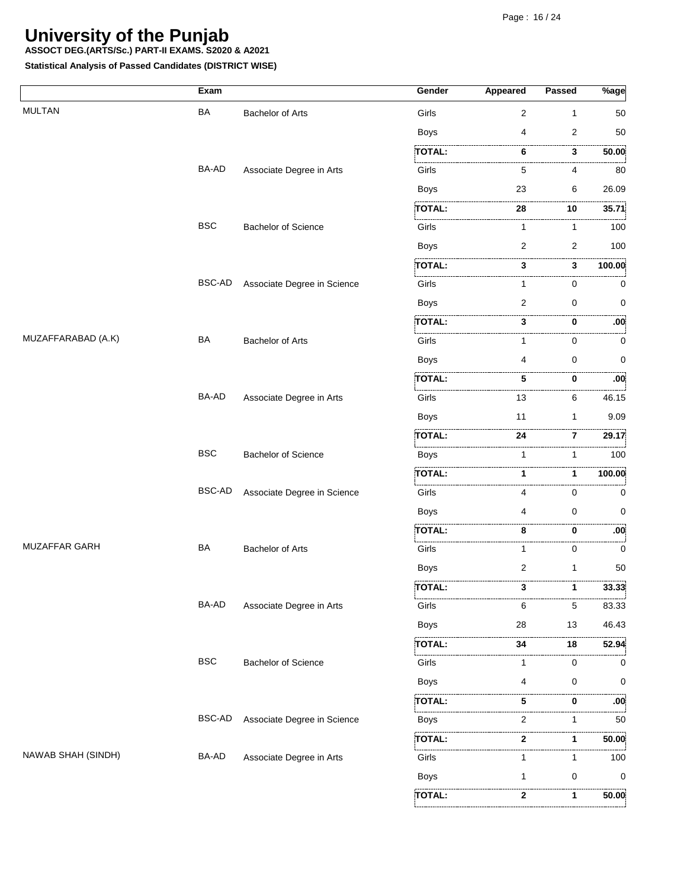# University of the Punjab

**ASSOCT DEG.(ARTS/Sc.) PART-II EXAMS. S2020 & A2021**

**Statistical Analysis of Passed Candidates (DISTRICT WISE)**

| | Exam | | Gender | Appeared | Passed | %age |
|---|---|---|---|---|---|---|
| MULTAN | BA | Bachelor of Arts | Girls | 2 | 1 | 50 |
| | | | Boys | 4 | 2 | 50 |
| | | | **TOTAL:** | **6** | **3** | **50.00** |
| | BA-AD | Associate Degree in Arts | Girls | 5 | 4 | 80 |
| | | | Boys | 23 | 6 | 26.09 |
| | | | **TOTAL:** | **28** | **10** | **35.71** |
| | BSC | Bachelor of Science | Girls | 1 | 1 | 100 |
| | | | Boys | 2 | 2 | 100 |
| | | | **TOTAL:** | **3** | **3** | **100.00** |
| | BSC-AD | Associate Degree in Science | Girls | 1 | 0 | 0 |
| | | | Boys | 2 | 0 | 0 |
| | | | **TOTAL:** | **3** | **0** | **.00** |
| MUZAFFARABAD (A.K) | BA | Bachelor of Arts | Girls | 1 | 0 | 0 |
| | | | Boys | 4 | 0 | 0 |
| | | | **TOTAL:** | **5** | **0** | **.00** |
| | BA-AD | Associate Degree in Arts | Girls | 13 | 6 | 46.15 |
| | | | Boys | 11 | 1 | 9.09 |
| | | | **TOTAL:** | **24** | **7** | **29.17** |
| | BSC | Bachelor of Science | Boys | 1 | 1 | 100 |
| | | | **TOTAL:** | **1** | **1** | **100.00** |
| | BSC-AD | Associate Degree in Science | Girls | 4 | 0 | 0 |
| | | | Boys | 4 | 0 | 0 |
| | | | **TOTAL:** | **8** | **0** | **.00** |
| MUZAFFAR GARH | BA | Bachelor of Arts | Girls | 1 | 0 | 0 |
| | | | Boys | 2 | 1 | 50 |
| | | | **TOTAL:** | **3** | **1** | **33.33** |
| | BA-AD | Associate Degree in Arts | Girls | 6 | 5 | 83.33 |
| | | | Boys | 28 | 13 | 46.43 |
| | | | **TOTAL:** | **34** | **18** | **52.94** |
| | BSC | Bachelor of Science | Girls | 1 | 0 | 0 |
| | | | Boys | 4 | 0 | 0 |
| | | | **TOTAL:** | **5** | **0** | **.00** |
| | BSC-AD | Associate Degree in Science | Boys | 2 | 1 | 50 |
| | | | **TOTAL:** | **2** | **1** | **50.00** |
| NAWAB SHAH (SINDH) | BA-AD | Associate Degree in Arts | Girls | 1 | 1 | 100 |
| | | | Boys | 1 | 0 | 0 |
| | | | **TOTAL:** | **2** | **1** | **50.00** |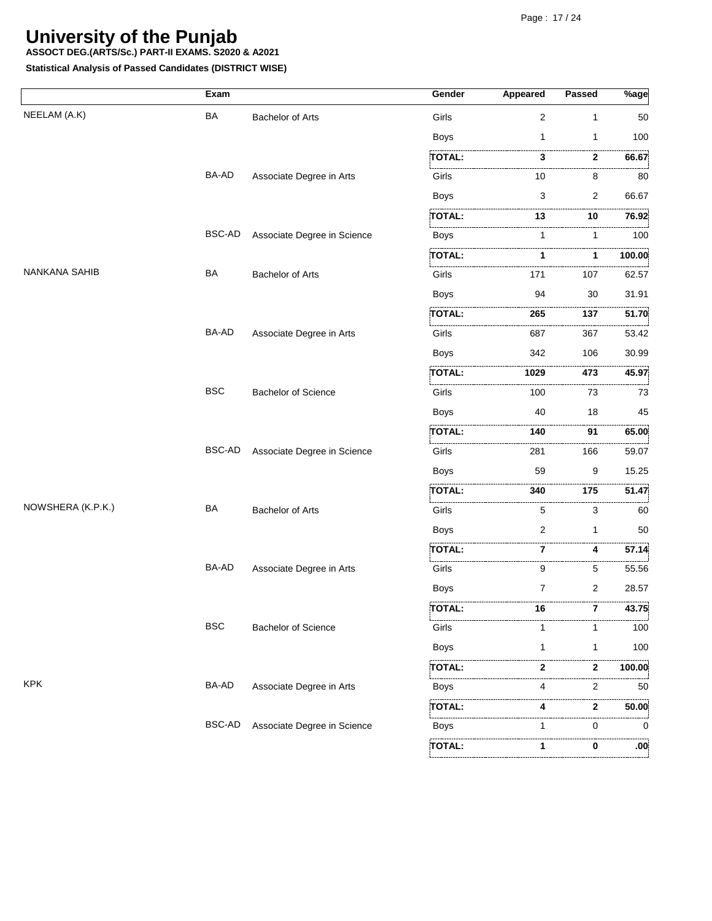# University of the Punjab

**ASSOCT DEG.(ARTS/Sc.) PART-II EXAMS. S2020 & A2021**

**Statistical Analysis of Passed Candidates (DISTRICT WISE)**

| | Exam | | Gender | Appeared | Passed | %age |
|---|---|---|---|---|---|---|
| NEELAM (A.K) | BA | Bachelor of Arts | Girls | 2 | 1 | 50 |
| | | | Boys | 1 | 1 | 100 |
| | | | **TOTAL:** | **3** | **2** | **66.67** |
| | BA-AD | Associate Degree in Arts | Girls | 10 | 8 | 80 |
| | | | Boys | 3 | 2 | 66.67 |
| | | | **TOTAL:** | **13** | **10** | **76.92** |
| | BSC-AD | Associate Degree in Science | Boys | 1 | 1 | 100 |
| | | | **TOTAL:** | **1** | **1** | **100.00** |
| NANKANA SAHIB | BA | Bachelor of Arts | Girls | 171 | 107 | 62.57 |
| | | | Boys | 94 | 30 | 31.91 |
| | | | **TOTAL:** | **265** | **137** | **51.70** |
| | BA-AD | Associate Degree in Arts | Girls | 687 | 367 | 53.42 |
| | | | Boys | 342 | 106 | 30.99 |
| | | | **TOTAL:** | **1029** | **473** | **45.97** |
| | BSC | Bachelor of Science | Girls | 100 | 73 | 73 |
| | | | Boys | 40 | 18 | 45 |
| | | | **TOTAL:** | **140** | **91** | **65.00** |
| | BSC-AD | Associate Degree in Science | Girls | 281 | 166 | 59.07 |
| | | | Boys | 59 | 9 | 15.25 |
| | | | **TOTAL:** | **340** | **175** | **51.47** |
| NOWSHERA (K.P.K.) | BA | Bachelor of Arts | Girls | 5 | 3 | 60 |
| | | | Boys | 2 | 1 | 50 |
| | | | **TOTAL:** | **7** | **4** | **57.14** |
| | BA-AD | Associate Degree in Arts | Girls | 9 | 5 | 55.56 |
| | | | Boys | 7 | 2 | 28.57 |
| | | | **TOTAL:** | **16** | **7** | **43.75** |
| | BSC | Bachelor of Science | Girls | 1 | 1 | 100 |
| | | | Boys | 1 | 1 | 100 |
| | | | **TOTAL:** | **2** | **2** | **100.00** |
| KPK | BA-AD | Associate Degree in Arts | Boys | 4 | 2 | 50 |
| | | | **TOTAL:** | **4** | **2** | **50.00** |
| | BSC-AD | Associate Degree in Science | Boys | 1 | 0 | 0 |
| | | | **TOTAL:** | **1** | **0** | **.00** |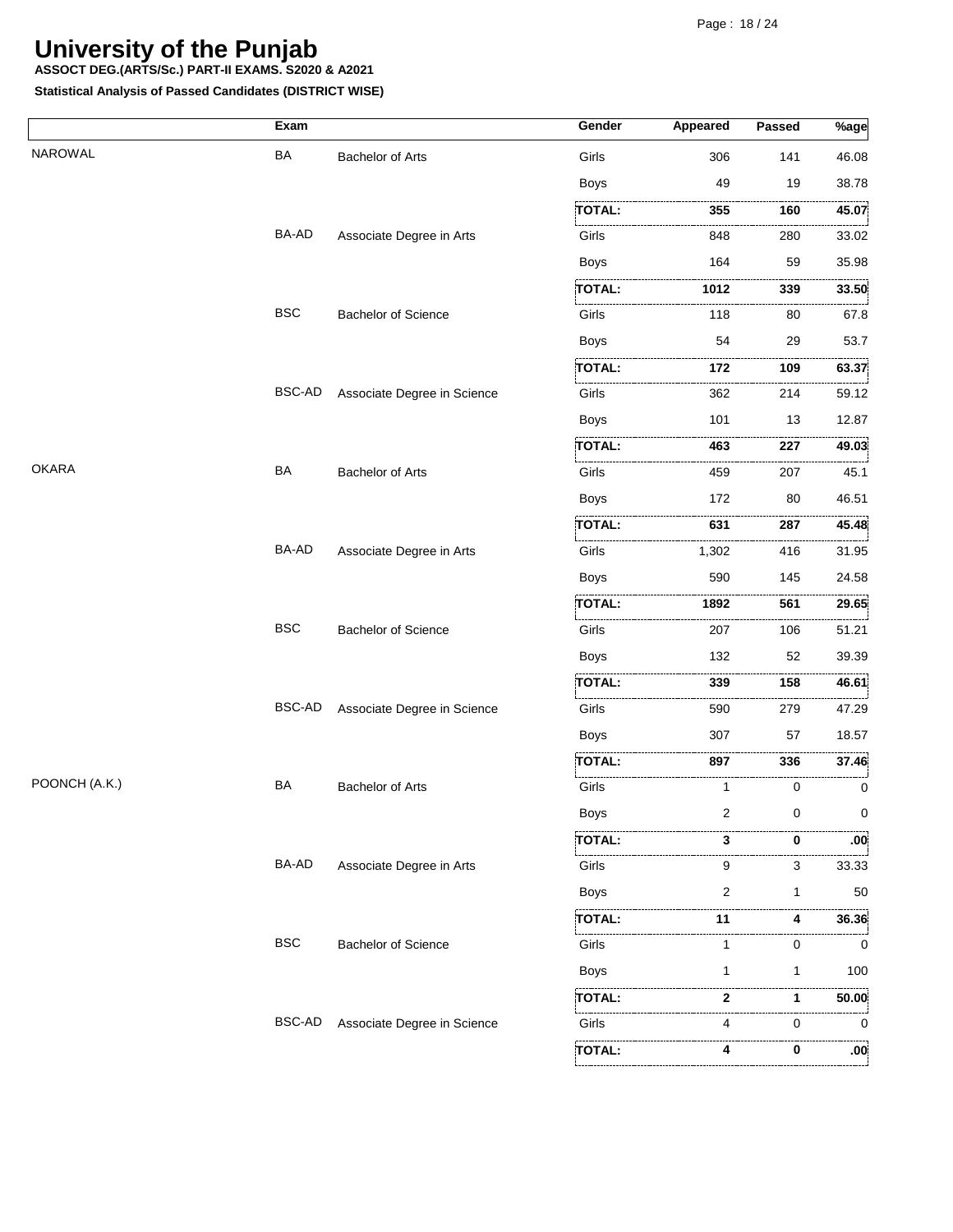# University of the Punjab

**ASSOCT DEG.(ARTS/Sc.) PART-II EXAMS. S2020 & A2021**

**Statistical Analysis of Passed Candidates (DISTRICT WISE)**

| | Exam | | Gender | Appeared | Passed | %age |
|---|---|---|---|---|---|---|
| NAROWAL | BA | Bachelor of Arts | Girls | 306 | 141 | 46.08 |
| | | | Boys | 49 | 19 | 38.78 |
| | | | **TOTAL:** | **355** | **160** | **45.07** |
| | BA-AD | Associate Degree in Arts | Girls | 848 | 280 | 33.02 |
| | | | Boys | 164 | 59 | 35.98 |
| | | | **TOTAL:** | **1012** | **339** | **33.50** |
| | BSC | Bachelor of Science | Girls | 118 | 80 | 67.8 |
| | | | Boys | 54 | 29 | 53.7 |
| | | | **TOTAL:** | **172** | **109** | **63.37** |
| | BSC-AD | Associate Degree in Science | Girls | 362 | 214 | 59.12 |
| | | | Boys | 101 | 13 | 12.87 |
| | | | **TOTAL:** | **463** | **227** | **49.03** |
| OKARA | BA | Bachelor of Arts | Girls | 459 | 207 | 45.1 |
| | | | Boys | 172 | 80 | 46.51 |
| | | | **TOTAL:** | **631** | **287** | **45.48** |
| | BA-AD | Associate Degree in Arts | Girls | 1,302 | 416 | 31.95 |
| | | | Boys | 590 | 145 | 24.58 |
| | | | **TOTAL:** | **1892** | **561** | **29.65** |
| | BSC | Bachelor of Science | Girls | 207 | 106 | 51.21 |
| | | | Boys | 132 | 52 | 39.39 |
| | | | **TOTAL:** | **339** | **158** | **46.61** |
| | BSC-AD | Associate Degree in Science | Girls | 590 | 279 | 47.29 |
| | | | Boys | 307 | 57 | 18.57 |
| | | | **TOTAL:** | **897** | **336** | **37.46** |
| POONCH (A.K.) | BA | Bachelor of Arts | Girls | 1 | 0 | 0 |
| | | | Boys | 2 | 0 | 0 |
| | | | **TOTAL:** | **3** | **0** | **.00** |
| | BA-AD | Associate Degree in Arts | Girls | 9 | 3 | 33.33 |
| | | | Boys | 2 | 1 | 50 |
| | | | **TOTAL:** | **11** | **4** | **36.36** |
| | BSC | Bachelor of Science | Girls | 1 | 0 | 0 |
| | | | Boys | 1 | 1 | 100 |
| | | | **TOTAL:** | **2** | **1** | **50.00** |
| | BSC-AD | Associate Degree in Science | Girls | 4 | 0 | 0 |
| | | | **TOTAL:** | **4** | **0** | **.00** |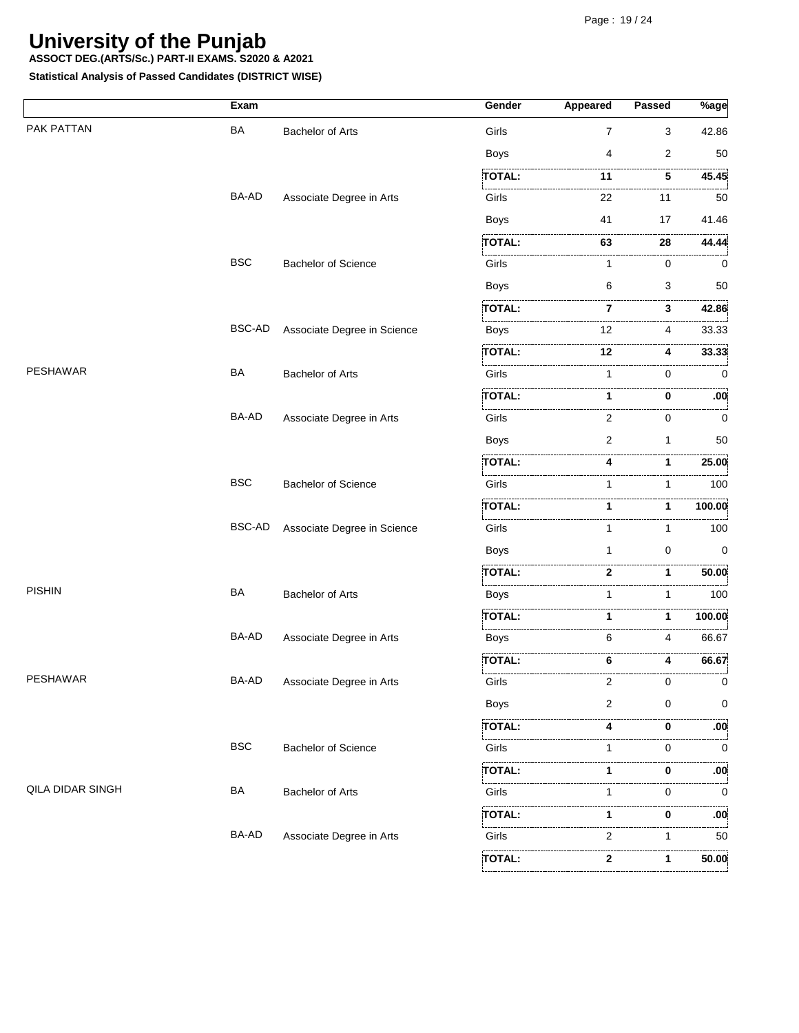# University of the Punjab

**ASSOCT DEG.(ARTS/Sc.) PART-II EXAMS. S2020 & A2021**

**Statistical Analysis of Passed Candidates (DISTRICT WISE)**

| | Exam | | Gender | Appeared | Passed | %age |
|---|---|---|---|---|---|---|
| PAK PATTAN | BA | Bachelor of Arts | Girls | 7 | 3 | 42.86 |
| | | | Boys | 4 | 2 | 50 |
| | | | **TOTAL:** | **11** | **5** | **45.45** |
| | BA-AD | Associate Degree in Arts | Girls | 22 | 11 | 50 |
| | | | Boys | 41 | 17 | 41.46 |
| | | | **TOTAL:** | **63** | **28** | **44.44** |
| | BSC | Bachelor of Science | Girls | 1 | 0 | 0 |
| | | | Boys | 6 | 3 | 50 |
| | | | **TOTAL:** | **7** | **3** | **42.86** |
| | BSC-AD | Associate Degree in Science | Boys | 12 | 4 | 33.33 |
| | | | **TOTAL:** | **12** | **4** | **33.33** |
| PESHAWAR | BA | Bachelor of Arts | Girls | 1 | 0 | 0 |
| | | | **TOTAL:** | **1** | **0** | **.00** |
| | BA-AD | Associate Degree in Arts | Girls | 2 | 0 | 0 |
| | | | Boys | 2 | 1 | 50 |
| | | | **TOTAL:** | **4** | **1** | **25.00** |
| | BSC | Bachelor of Science | Girls | 1 | 1 | 100 |
| | | | **TOTAL:** | **1** | **1** | **100.00** |
| | BSC-AD | Associate Degree in Science | Girls | 1 | 1 | 100 |
| | | | Boys | 1 | 0 | 0 |
| | | | **TOTAL:** | **2** | **1** | **50.00** |
| PISHIN | BA | Bachelor of Arts | Boys | 1 | 1 | 100 |
| | | | **TOTAL:** | **1** | **1** | **100.00** |
| | BA-AD | Associate Degree in Arts | Boys | 6 | 4 | 66.67 |
| | | | **TOTAL:** | **6** | **4** | **66.67** |
| PESHAWAR | BA-AD | Associate Degree in Arts | Girls | 2 | 0 | 0 |
| | | | Boys | 2 | 0 | 0 |
| | | | **TOTAL:** | **4** | **0** | **.00** |
| | BSC | Bachelor of Science | Girls | 1 | 0 | 0 |
| | | | **TOTAL:** | **1** | **0** | **.00** |
| QILA DIDAR SINGH | BA | Bachelor of Arts | Girls | 1 | 0 | 0 |
| | | | **TOTAL:** | **1** | **0** | **.00** |
| | BA-AD | Associate Degree in Arts | Girls | 2 | 1 | 50 |
| | | | **TOTAL:** | **2** | **1** | **50.00** |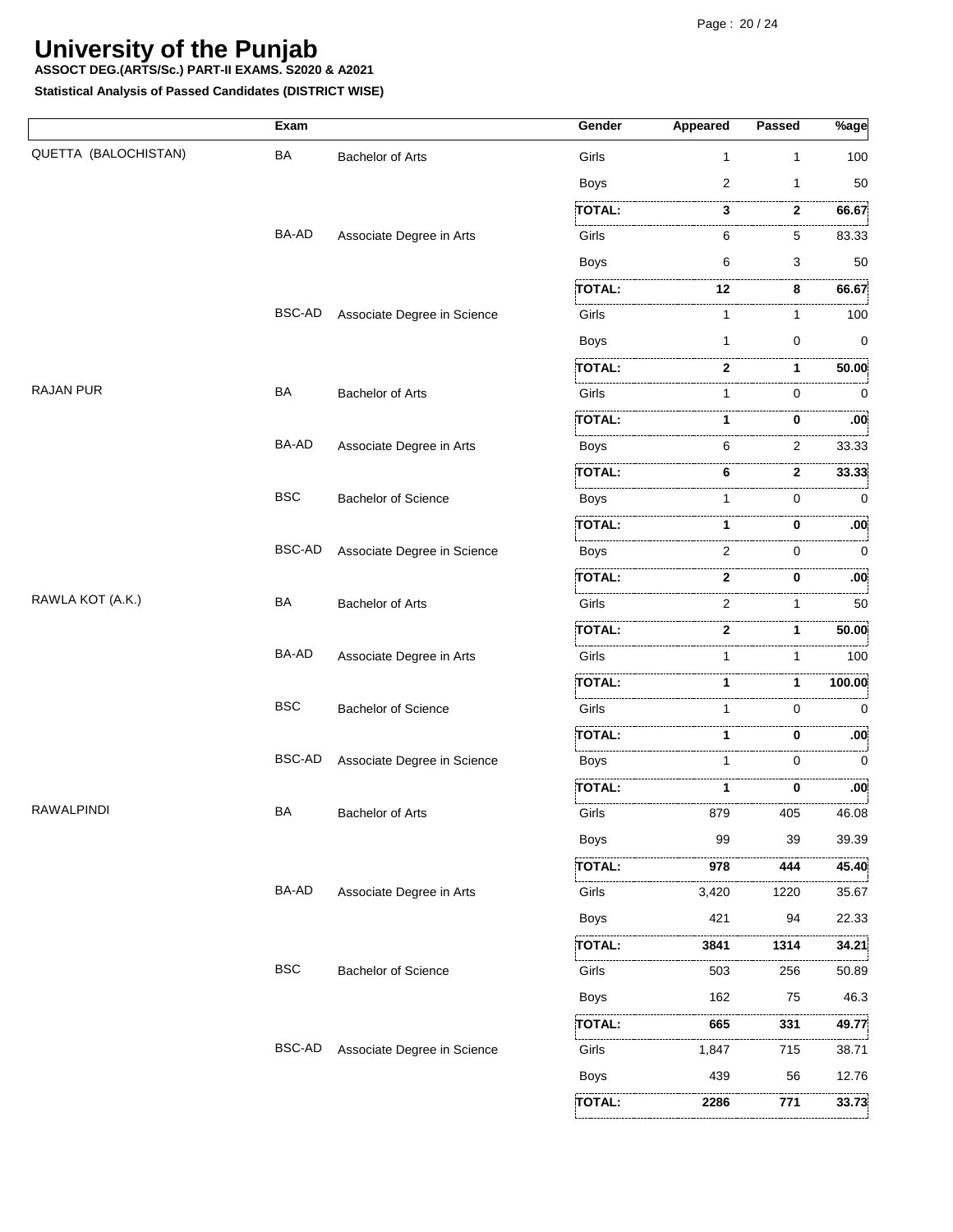# University of the Punjab

**ASSOCT DEG.(ARTS/Sc.) PART-II EXAMS. S2020 & A2021**

**Statistical Analysis of Passed Candidates (DISTRICT WISE)**

| | Exam | | Gender | Appeared | Passed | %age |
|---|---|---|---|---|---|---|
| QUETTA (BALOCHISTAN) | BA | Bachelor of Arts | Girls | 1 | 1 | 100 |
| | | | Boys | 2 | 1 | 50 |
| | | | **TOTAL:** | **3** | **2** | **66.67** |
| | BA-AD | Associate Degree in Arts | Girls | 6 | 5 | 83.33 |
| | | | Boys | 6 | 3 | 50 |
| | | | **TOTAL:** | **12** | **8** | **66.67** |
| | BSC-AD | Associate Degree in Science | Girls | 1 | 1 | 100 |
| | | | Boys | 1 | 0 | 0 |
| | | | **TOTAL:** | **2** | **1** | **50.00** |
| RAJAN PUR | BA | Bachelor of Arts | Girls | 1 | 0 | 0 |
| | | | **TOTAL:** | **1** | **0** | **.00** |
| | BA-AD | Associate Degree in Arts | Boys | 6 | 2 | 33.33 |
| | | | **TOTAL:** | **6** | **2** | **33.33** |
| | BSC | Bachelor of Science | Boys | 1 | 0 | 0 |
| | | | **TOTAL:** | **1** | **0** | **.00** |
| | BSC-AD | Associate Degree in Science | Boys | 2 | 0 | 0 |
| | | | **TOTAL:** | **2** | **0** | **.00** |
| RAWLA KOT (A.K.) | BA | Bachelor of Arts | Girls | 2 | 1 | 50 |
| | | | **TOTAL:** | **2** | **1** | **50.00** |
| | BA-AD | Associate Degree in Arts | Girls | 1 | 1 | 100 |
| | | | **TOTAL:** | **1** | **1** | **100.00** |
| | BSC | Bachelor of Science | Girls | 1 | 0 | 0 |
| | | | **TOTAL:** | **1** | **0** | **.00** |
| | BSC-AD | Associate Degree in Science | Boys | 1 | 0 | 0 |
| | | | **TOTAL:** | **1** | **0** | **.00** |
| RAWALPINDI | BA | Bachelor of Arts | Girls | 879 | 405 | 46.08 |
| | | | Boys | 99 | 39 | 39.39 |
| | | | **TOTAL:** | **978** | **444** | **45.40** |
| | BA-AD | Associate Degree in Arts | Girls | 3,420 | 1220 | 35.67 |
| | | | Boys | 421 | 94 | 22.33 |
| | | | **TOTAL:** | **3841** | **1314** | **34.21** |
| | BSC | Bachelor of Science | Girls | 503 | 256 | 50.89 |
| | | | Boys | 162 | 75 | 46.3 |
| | | | **TOTAL:** | **665** | **331** | **49.77** |
| | BSC-AD | Associate Degree in Science | Girls | 1,847 | 715 | 38.71 |
| | | | Boys | 439 | 56 | 12.76 |
| | | | **TOTAL:** | **2286** | **771** | **33.73** |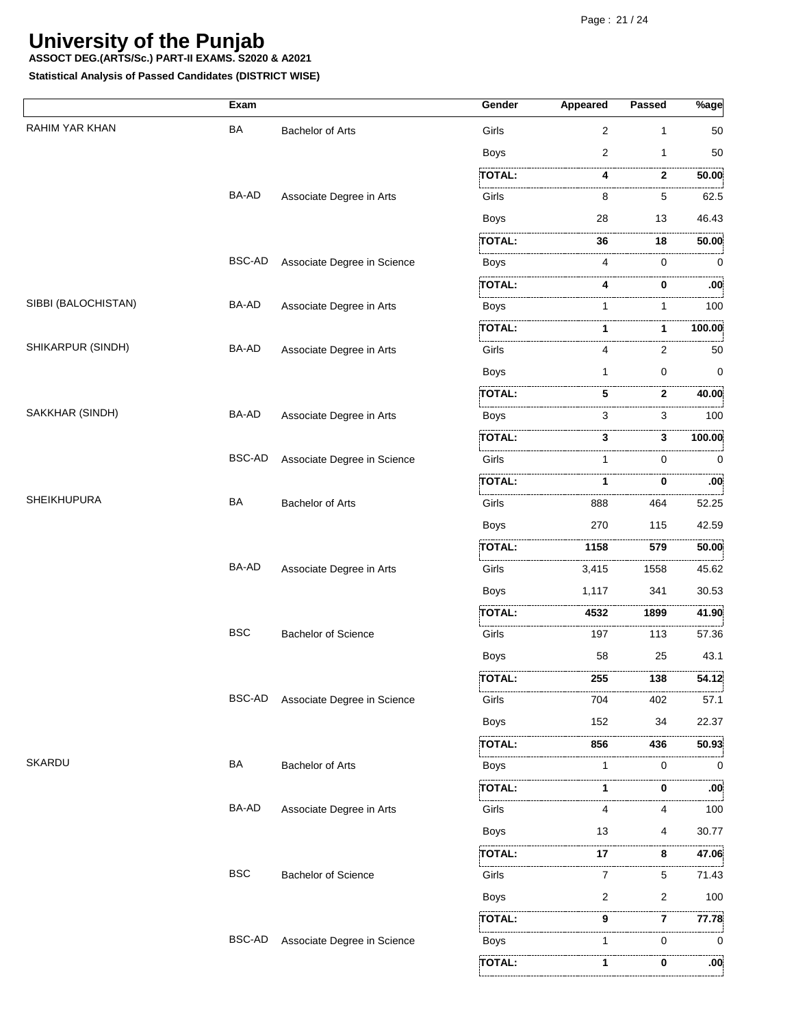# University of the Punjab

**ASSOCT DEG.(ARTS/Sc.) PART-II EXAMS. S2020 & A2021**

**Statistical Analysis of Passed Candidates (DISTRICT WISE)**

| | Exam | | Gender | Appeared | Passed | %age |
|---|---|---|---|---|---|---|
| RAHIM YAR KHAN | BA | Bachelor of Arts | Girls | 2 | 1 | 50 |
| | | | Boys | 2 | 1 | 50 |
| | | | **TOTAL:** | **4** | **2** | **50.00** |
| | BA-AD | Associate Degree in Arts | Girls | 8 | 5 | 62.5 |
| | | | Boys | 28 | 13 | 46.43 |
| | | | **TOTAL:** | **36** | **18** | **50.00** |
| | BSC-AD | Associate Degree in Science | Boys | 4 | 0 | 0 |
| | | | **TOTAL:** | **4** | **0** | **.00** |
| SIBBI (BALOCHISTAN) | BA-AD | Associate Degree in Arts | Boys | 1 | 1 | 100 |
| | | | **TOTAL:** | **1** | **1** | **100.00** |
| SHIKARPUR (SINDH) | BA-AD | Associate Degree in Arts | Girls | 4 | 2 | 50 |
| | | | Boys | 1 | 0 | 0 |
| | | | **TOTAL:** | **5** | **2** | **40.00** |
| SAKKHAR (SINDH) | BA-AD | Associate Degree in Arts | Boys | 3 | 3 | 100 |
| | | | **TOTAL:** | **3** | **3** | **100.00** |
| | BSC-AD | Associate Degree in Science | Girls | 1 | 0 | 0 |
| | | | **TOTAL:** | **1** | **0** | **.00** |
| SHEIKHUPURA | BA | Bachelor of Arts | Girls | 888 | 464 | 52.25 |
| | | | Boys | 270 | 115 | 42.59 |
| | | | **TOTAL:** | **1158** | **579** | **50.00** |
| | BA-AD | Associate Degree in Arts | Girls | 3,415 | 1558 | 45.62 |
| | | | Boys | 1,117 | 341 | 30.53 |
| | | | **TOTAL:** | **4532** | **1899** | **41.90** |
| | BSC | Bachelor of Science | Girls | 197 | 113 | 57.36 |
| | | | Boys | 58 | 25 | 43.1 |
| | | | **TOTAL:** | **255** | **138** | **54.12** |
| | BSC-AD | Associate Degree in Science | Girls | 704 | 402 | 57.1 |
| | | | Boys | 152 | 34 | 22.37 |
| | | | **TOTAL:** | **856** | **436** | **50.93** |
| SKARDU | BA | Bachelor of Arts | Boys | 1 | 0 | 0 |
| | | | **TOTAL:** | **1** | **0** | **.00** |
| | BA-AD | Associate Degree in Arts | Girls | 4 | 4 | 100 |
| | | | Boys | 13 | 4 | 30.77 |
| | | | **TOTAL:** | **17** | **8** | **47.06** |
| | BSC | Bachelor of Science | Girls | 7 | 5 | 71.43 |
| | | | Boys | 2 | 2 | 100 |
| | | | **TOTAL:** | **9** | **7** | **77.78** |
| | BSC-AD | Associate Degree in Science | Boys | 1 | 0 | 0 |
| | | | **TOTAL:** | **1** | **0** | **.00** |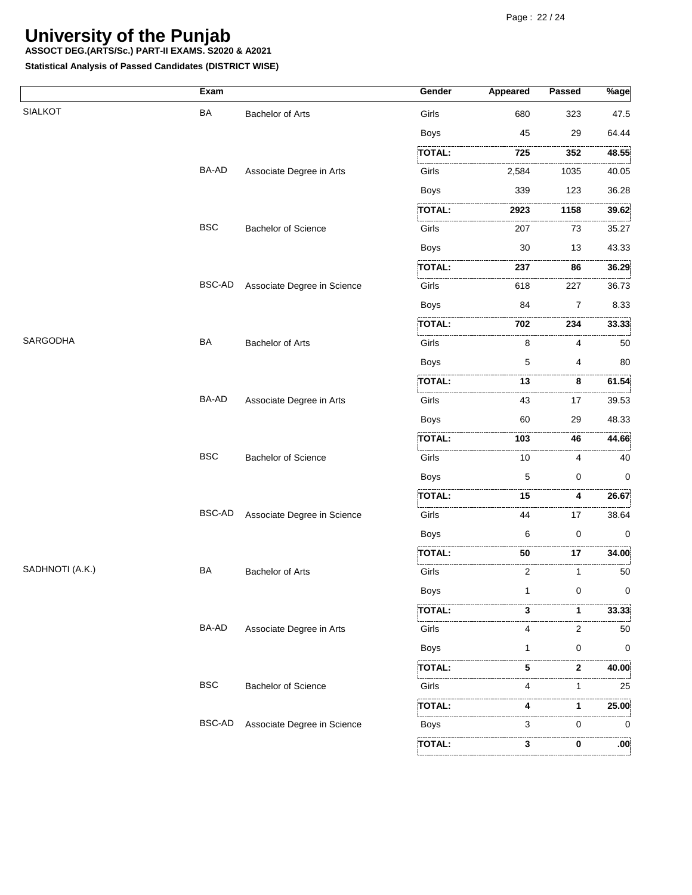# University of the Punjab

**ASSOCT DEG.(ARTS/Sc.) PART-II EXAMS. S2020 & A2021**

**Statistical Analysis of Passed Candidates (DISTRICT WISE)**

| | Exam | | Gender | Appeared | Passed | %age |
|---|---|---|---|---|---|---|
| SIALKOT | BA | Bachelor of Arts | Girls | 680 | 323 | 47.5 |
| | | | Boys | 45 | 29 | 64.44 |
| | | | **TOTAL:** | **725** | **352** | **48.55** |
| | BA-AD | Associate Degree in Arts | Girls | 2,584 | 1035 | 40.05 |
| | | | Boys | 339 | 123 | 36.28 |
| | | | **TOTAL:** | **2923** | **1158** | **39.62** |
| | BSC | Bachelor of Science | Girls | 207 | 73 | 35.27 |
| | | | Boys | 30 | 13 | 43.33 |
| | | | **TOTAL:** | **237** | **86** | **36.29** |
| | BSC-AD | Associate Degree in Science | Girls | 618 | 227 | 36.73 |
| | | | Boys | 84 | 7 | 8.33 |
| | | | **TOTAL:** | **702** | **234** | **33.33** |
| SARGODHA | BA | Bachelor of Arts | Girls | 8 | 4 | 50 |
| | | | Boys | 5 | 4 | 80 |
| | | | **TOTAL:** | **13** | **8** | **61.54** |
| | BA-AD | Associate Degree in Arts | Girls | 43 | 17 | 39.53 |
| | | | Boys | 60 | 29 | 48.33 |
| | | | **TOTAL:** | **103** | **46** | **44.66** |
| | BSC | Bachelor of Science | Girls | 10 | 4 | 40 |
| | | | Boys | 5 | 0 | 0 |
| | | | **TOTAL:** | **15** | **4** | **26.67** |
| | BSC-AD | Associate Degree in Science | Girls | 44 | 17 | 38.64 |
| | | | Boys | 6 | 0 | 0 |
| | | | **TOTAL:** | **50** | **17** | **34.00** |
| SADHNOTI (A.K.) | BA | Bachelor of Arts | Girls | 2 | 1 | 50 |
| | | | Boys | 1 | 0 | 0 |
| | | | **TOTAL:** | **3** | **1** | **33.33** |
| | BA-AD | Associate Degree in Arts | Girls | 4 | 2 | 50 |
| | | | Boys | 1 | 0 | 0 |
| | | | **TOTAL:** | **5** | **2** | **40.00** |
| | BSC | Bachelor of Science | Girls | 4 | 1 | 25 |
| | | | **TOTAL:** | **4** | **1** | **25.00** |
| | BSC-AD | Associate Degree in Science | Boys | 3 | 0 | 0 |
| | | | **TOTAL:** | **3** | **0** | **.00** |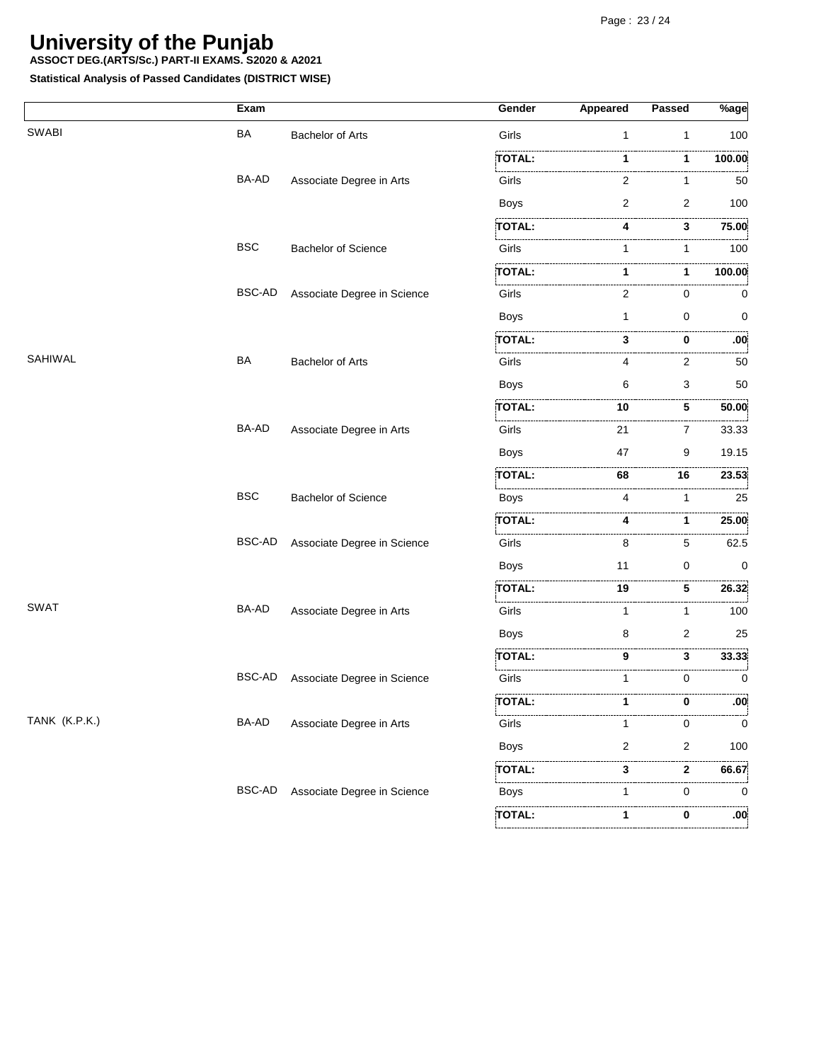# University of the Punjab

**ASSOCT DEG.(ARTS/Sc.) PART-II EXAMS. S2020 & A2021**

**Statistical Analysis of Passed Candidates (DISTRICT WISE)**

| | Exam | | Gender | Appeared | Passed | %age |
|---|---|---|---|---|---|---|
| SWABI | BA | Bachelor of Arts | Girls | 1 | 1 | 100 |
| | | | **TOTAL:** | **1** | **1** | **100.00** |
| | BA-AD | Associate Degree in Arts | Girls | 2 | 1 | 50 |
| | | | Boys | 2 | 2 | 100 |
| | | | **TOTAL:** | **4** | **3** | **75.00** |
| | BSC | Bachelor of Science | Girls | 1 | 1 | 100 |
| | | | **TOTAL:** | **1** | **1** | **100.00** |
| | BSC-AD | Associate Degree in Science | Girls | 2 | 0 | 0 |
| | | | Boys | 1 | 0 | 0 |
| | | | **TOTAL:** | **3** | **0** | **.00** |
| SAHIWAL | BA | Bachelor of Arts | Girls | 4 | 2 | 50 |
| | | | Boys | 6 | 3 | 50 |
| | | | **TOTAL:** | **10** | **5** | **50.00** |
| | BA-AD | Associate Degree in Arts | Girls | 21 | 7 | 33.33 |
| | | | Boys | 47 | 9 | 19.15 |
| | | | **TOTAL:** | **68** | **16** | **23.53** |
| | BSC | Bachelor of Science | Boys | 4 | 1 | 25 |
| | | | **TOTAL:** | **4** | **1** | **25.00** |
| | BSC-AD | Associate Degree in Science | Girls | 8 | 5 | 62.5 |
| | | | Boys | 11 | 0 | 0 |
| | | | **TOTAL:** | **19** | **5** | **26.32** |
| SWAT | BA-AD | Associate Degree in Arts | Girls | 1 | 1 | 100 |
| | | | Boys | 8 | 2 | 25 |
| | | | **TOTAL:** | **9** | **3** | **33.33** |
| | BSC-AD | Associate Degree in Science | Girls | 1 | 0 | 0 |
| | | | **TOTAL:** | **1** | **0** | **.00** |
| TANK (K.P.K.) | BA-AD | Associate Degree in Arts | Girls | 1 | 0 | 0 |
| | | | Boys | 2 | 2 | 100 |
| | | | **TOTAL:** | **3** | **2** | **66.67** |
| | BSC-AD | Associate Degree in Science | Boys | 1 | 0 | 0 |
| | | | **TOTAL:** | **1** | **0** | **.00** |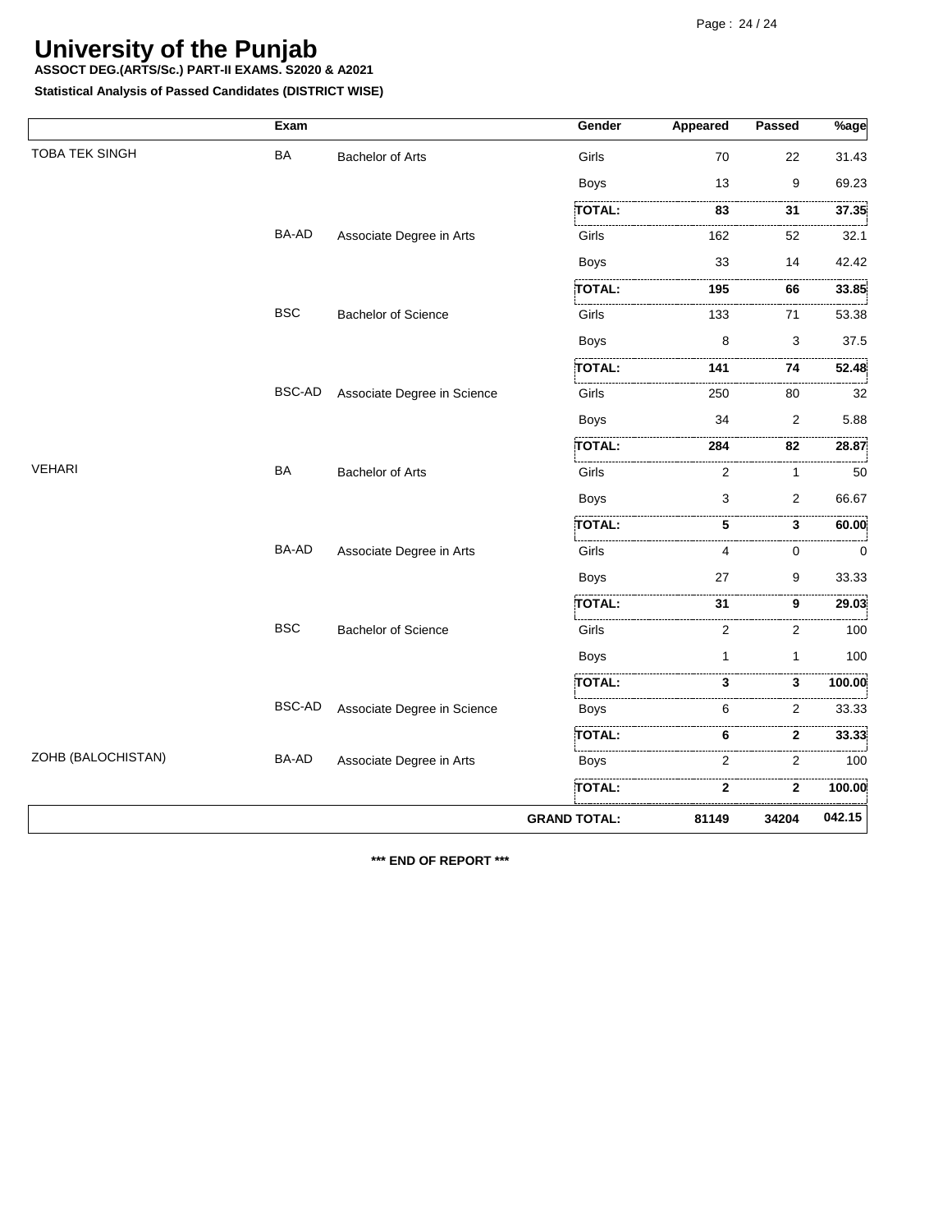# University of the Punjab

**ASSOCT DEG.(ARTS/Sc.) PART-II EXAMS. S2020 & A2021**

**Statistical Analysis of Passed Candidates (DISTRICT WISE)**

| | Exam | | Gender | Appeared | Passed | %age |
|---|---|---|---|---|---|---|
| TOBA TEK SINGH | BA | Bachelor of Arts | Girls | 70 | 22 | 31.43 |
| | | | Boys | 13 | 9 | 69.23 |
| | | | **TOTAL:** | **83** | **31** | **37.35** |
| | BA-AD | Associate Degree in Arts | Girls | 162 | 52 | 32.1 |
| | | | Boys | 33 | 14 | 42.42 |
| | | | **TOTAL:** | **195** | **66** | **33.85** |
| | BSC | Bachelor of Science | Girls | 133 | 71 | 53.38 |
| | | | Boys | 8 | 3 | 37.5 |
| | | | **TOTAL:** | **141** | **74** | **52.48** |
| | BSC-AD | Associate Degree in Science | Girls | 250 | 80 | 32 |
| | | | Boys | 34 | 2 | 5.88 |
| | | | **TOTAL:** | **284** | **82** | **28.87** |
| VEHARI | BA | Bachelor of Arts | Girls | 2 | 1 | 50 |
| | | | Boys | 3 | 2 | 66.67 |
| | | | **TOTAL:** | **5** | **3** | **60.00** |
| | BA-AD | Associate Degree in Arts | Girls | 4 | 0 | 0 |
| | | | Boys | 27 | 9 | 33.33 |
| | | | **TOTAL:** | **31** | **9** | **29.03** |
| | BSC | Bachelor of Science | Girls | 2 | 2 | 100 |
| | | | Boys | 1 | 1 | 100 |
| | | | **TOTAL:** | **3** | **3** | **100.00** |
| | BSC-AD | Associate Degree in Science | Boys | 6 | 2 | 33.33 |
| | | | **TOTAL:** | **6** | **2** | **33.33** |
| ZOHB (BALOCHISTAN) | BA-AD | Associate Degree in Arts | Boys | 2 | 2 | 100 |
| | | | **TOTAL:** | **2** | **2** | **100.00** |
| | | | **GRAND TOTAL:** | **81149** | **34204** | **042.15** |

**\*\*\* END OF REPORT \*\*\***